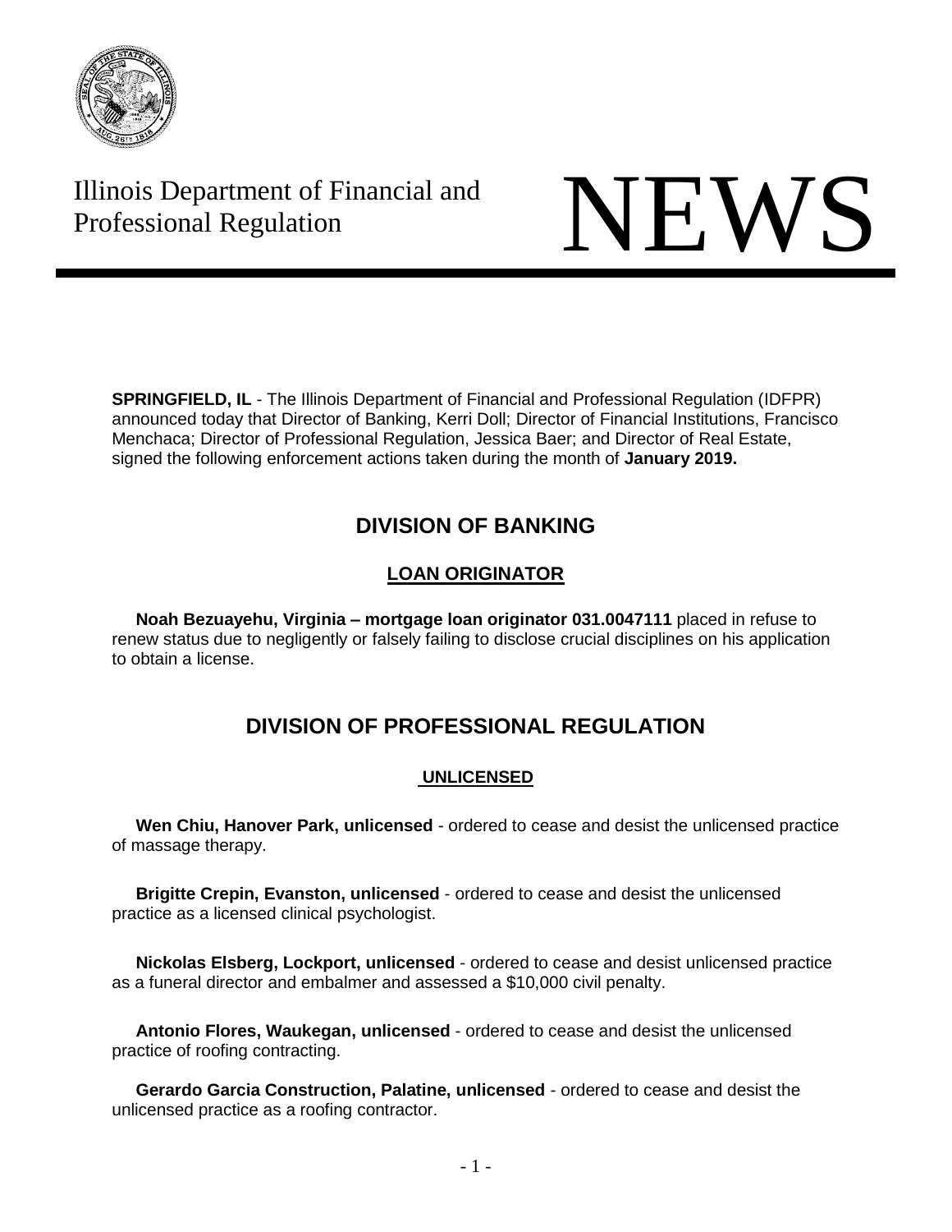Illinois Department of Financial and Professional Regulation

# NEWS

**SPRINGFIELD, IL** - The Illinois Department of Financial and Professional Regulation (IDFPR) announced today that Director of Banking, Kerri Doll; Director of Financial Institutions, Francisco Menchaca; Director of Professional Regulation, Jessica Baer; and Director of Real Estate, signed the following enforcement actions taken during the month of **January 2019.**

## DIVISION OF BANKING

### LOAN ORIGINATOR

**Noah Bezuayehu, Virginia – mortgage loan originator 031.0047111** placed in refuse to renew status due to negligently or falsely failing to disclose crucial disciplines on his application to obtain a license.

## DIVISION OF PROFESSIONAL REGULATION

### UNLICENSED

**Wen Chiu, Hanover Park, unlicensed** - ordered to cease and desist the unlicensed practice of massage therapy.

**Brigitte Crepin, Evanston, unlicensed** - ordered to cease and desist the unlicensed practice as a licensed clinical psychologist.

**Nickolas Elsberg, Lockport, unlicensed** - ordered to cease and desist unlicensed practice as a funeral director and embalmer and assessed a $10,000 civil penalty.

**Antonio Flores, Waukegan, unlicensed** - ordered to cease and desist the unlicensed practice of roofing contracting.

**Gerardo Garcia Construction, Palatine, unlicensed** - ordered to cease and desist the unlicensed practice as a roofing contractor.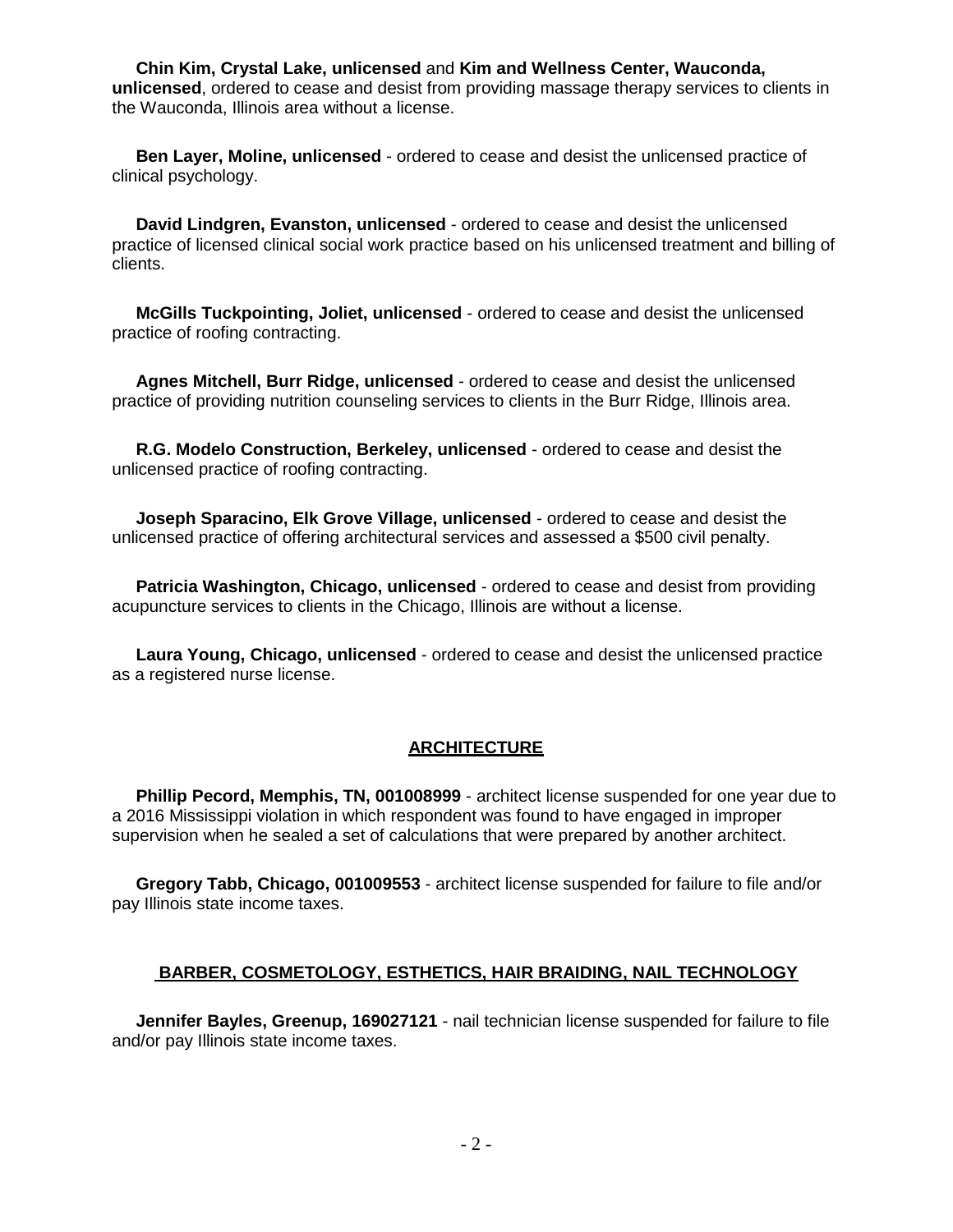**Chin Kim, Crystal Lake, unlicensed** and **Kim and Wellness Center, Wauconda, unlicensed**, ordered to cease and desist from providing massage therapy services to clients in the Wauconda, Illinois area without a license.

**Ben Layer, Moline, unlicensed** - ordered to cease and desist the unlicensed practice of clinical psychology.

**David Lindgren, Evanston, unlicensed** - ordered to cease and desist the unlicensed practice of licensed clinical social work practice based on his unlicensed treatment and billing of clients.

**McGills Tuckpointing, Joliet, unlicensed** - ordered to cease and desist the unlicensed practice of roofing contracting.

**Agnes Mitchell, Burr Ridge, unlicensed** - ordered to cease and desist the unlicensed practice of providing nutrition counseling services to clients in the Burr Ridge, Illinois area.

**R.G. Modelo Construction, Berkeley, unlicensed** - ordered to cease and desist the unlicensed practice of roofing contracting.

**Joseph Sparacino, Elk Grove Village, unlicensed** - ordered to cease and desist the unlicensed practice of offering architectural services and assessed a $500 civil penalty.

**Patricia Washington, Chicago, unlicensed** - ordered to cease and desist from providing acupuncture services to clients in the Chicago, Illinois are without a license.

**Laura Young, Chicago, unlicensed** - ordered to cease and desist the unlicensed practice as a registered nurse license.

## ARCHITECTURE

**Phillip Pecord, Memphis, TN, 001008999** - architect license suspended for one year due to a 2016 Mississippi violation in which respondent was found to have engaged in improper supervision when he sealed a set of calculations that were prepared by another architect.

**Gregory Tabb, Chicago, 001009553** - architect license suspended for failure to file and/or pay Illinois state income taxes.

## BARBER, COSMETOLOGY, ESTHETICS, HAIR BRAIDING, NAIL TECHNOLOGY

**Jennifer Bayles, Greenup, 169027121** - nail technician license suspended for failure to file and/or pay Illinois state income taxes.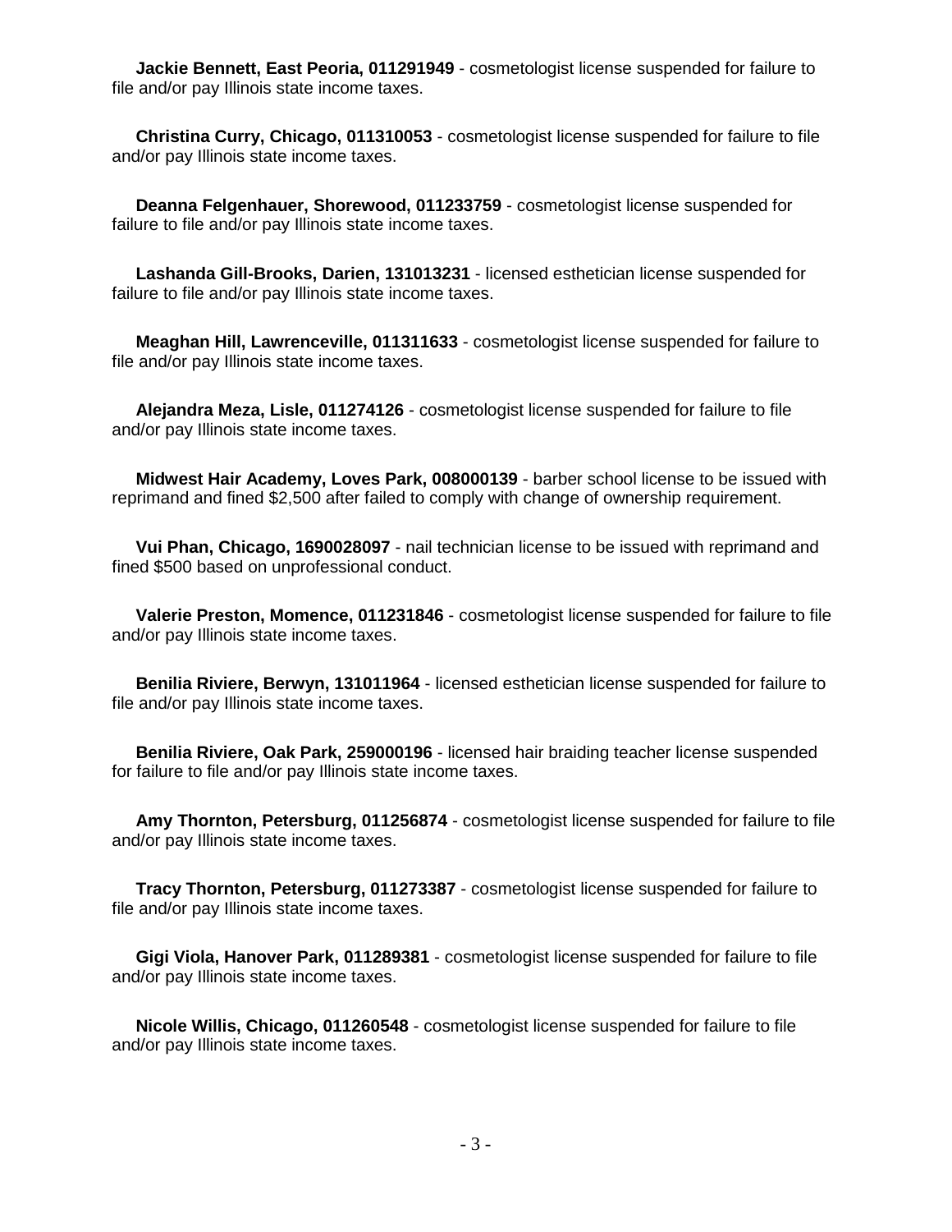**Jackie Bennett, East Peoria, 011291949** - cosmetologist license suspended for failure to file and/or pay Illinois state income taxes.

**Christina Curry, Chicago, 011310053** - cosmetologist license suspended for failure to file and/or pay Illinois state income taxes.

**Deanna Felgenhauer, Shorewood, 011233759** - cosmetologist license suspended for failure to file and/or pay Illinois state income taxes.

**Lashanda Gill-Brooks, Darien, 131013231** - licensed esthetician license suspended for failure to file and/or pay Illinois state income taxes.

**Meaghan Hill, Lawrenceville, 011311633** - cosmetologist license suspended for failure to file and/or pay Illinois state income taxes.

**Alejandra Meza, Lisle, 011274126** - cosmetologist license suspended for failure to file and/or pay Illinois state income taxes.

**Midwest Hair Academy, Loves Park, 008000139** - barber school license to be issued with reprimand and fined $2,500 after failed to comply with change of ownership requirement.

**Vui Phan, Chicago, 1690028097** - nail technician license to be issued with reprimand and fined $500 based on unprofessional conduct.

**Valerie Preston, Momence, 011231846** - cosmetologist license suspended for failure to file and/or pay Illinois state income taxes.

**Benilia Riviere, Berwyn, 131011964** - licensed esthetician license suspended for failure to file and/or pay Illinois state income taxes.

**Benilia Riviere, Oak Park, 259000196** - licensed hair braiding teacher license suspended for failure to file and/or pay Illinois state income taxes.

**Amy Thornton, Petersburg, 011256874** - cosmetologist license suspended for failure to file and/or pay Illinois state income taxes.

**Tracy Thornton, Petersburg, 011273387** - cosmetologist license suspended for failure to file and/or pay Illinois state income taxes.

**Gigi Viola, Hanover Park, 011289381** - cosmetologist license suspended for failure to file and/or pay Illinois state income taxes.

**Nicole Willis, Chicago, 011260548** - cosmetologist license suspended for failure to file and/or pay Illinois state income taxes.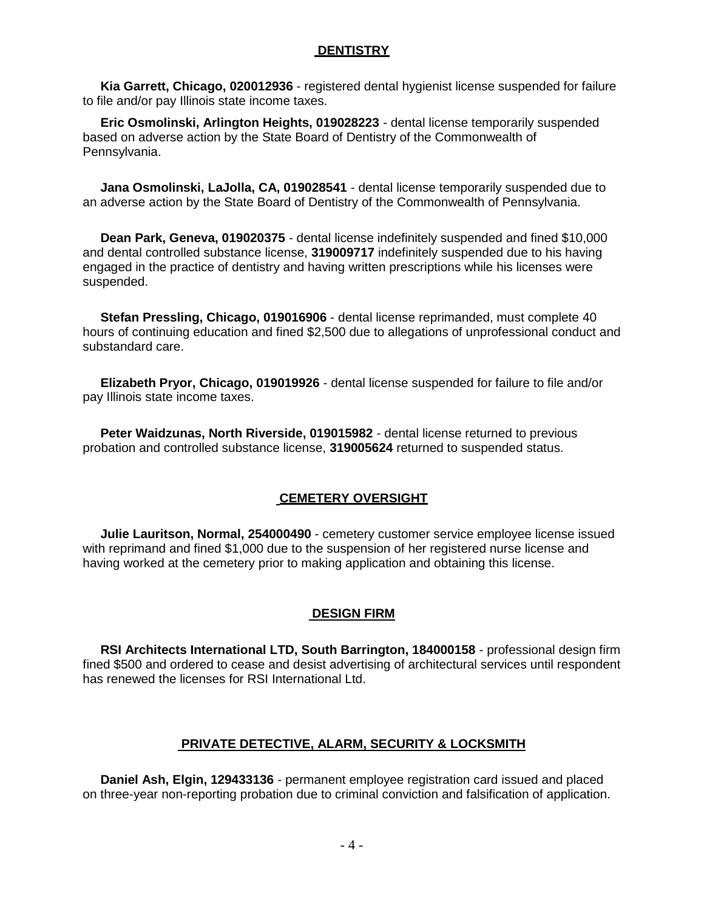## DENTISTRY

**Kia Garrett, Chicago, 020012936** - registered dental hygienist license suspended for failure to file and/or pay Illinois state income taxes.

**Eric Osmolinski, Arlington Heights, 019028223** - dental license temporarily suspended based on adverse action by the State Board of Dentistry of the Commonwealth of Pennsylvania.

**Jana Osmolinski, LaJolla, CA, 019028541** - dental license temporarily suspended due to an adverse action by the State Board of Dentistry of the Commonwealth of Pennsylvania.

**Dean Park, Geneva, 019020375** - dental license indefinitely suspended and fined $10,000 and dental controlled substance license, **319009717** indefinitely suspended due to his having engaged in the practice of dentistry and having written prescriptions while his licenses were suspended.

**Stefan Pressling, Chicago, 019016906** - dental license reprimanded, must complete 40 hours of continuing education and fined $2,500 due to allegations of unprofessional conduct and substandard care.

**Elizabeth Pryor, Chicago, 019019926** - dental license suspended for failure to file and/or pay Illinois state income taxes.

**Peter Waidzunas, North Riverside, 019015982** - dental license returned to previous probation and controlled substance license, **319005624** returned to suspended status.

## CEMETERY OVERSIGHT

**Julie Lauritson, Normal, 254000490** - cemetery customer service employee license issued with reprimand and fined $1,000 due to the suspension of her registered nurse license and having worked at the cemetery prior to making application and obtaining this license.

## DESIGN FIRM

**RSI Architects International LTD, South Barrington, 184000158** - professional design firm fined $500 and ordered to cease and desist advertising of architectural services until respondent has renewed the licenses for RSI International Ltd.

## PRIVATE DETECTIVE, ALARM, SECURITY & LOCKSMITH

**Daniel Ash, Elgin, 129433136** - permanent employee registration card issued and placed on three-year non-reporting probation due to criminal conviction and falsification of application.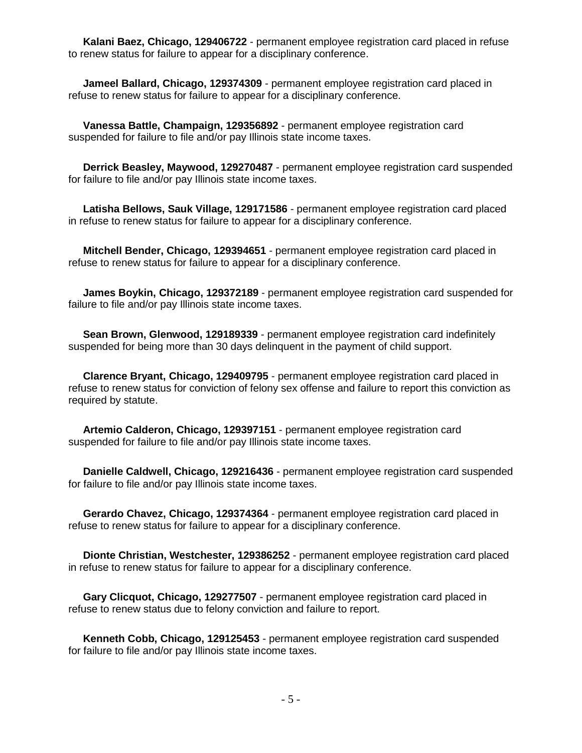**Kalani Baez, Chicago, 129406722** - permanent employee registration card placed in refuse to renew status for failure to appear for a disciplinary conference.

**Jameel Ballard, Chicago, 129374309** - permanent employee registration card placed in refuse to renew status for failure to appear for a disciplinary conference.

**Vanessa Battle, Champaign, 129356892** - permanent employee registration card suspended for failure to file and/or pay Illinois state income taxes.

**Derrick Beasley, Maywood, 129270487** - permanent employee registration card suspended for failure to file and/or pay Illinois state income taxes.

**Latisha Bellows, Sauk Village, 129171586** - permanent employee registration card placed in refuse to renew status for failure to appear for a disciplinary conference.

**Mitchell Bender, Chicago, 129394651** - permanent employee registration card placed in refuse to renew status for failure to appear for a disciplinary conference.

**James Boykin, Chicago, 129372189** - permanent employee registration card suspended for failure to file and/or pay Illinois state income taxes.

**Sean Brown, Glenwood, 129189339** - permanent employee registration card indefinitely suspended for being more than 30 days delinquent in the payment of child support.

**Clarence Bryant, Chicago, 129409795** - permanent employee registration card placed in refuse to renew status for conviction of felony sex offense and failure to report this conviction as required by statute.

**Artemio Calderon, Chicago, 129397151** - permanent employee registration card suspended for failure to file and/or pay Illinois state income taxes.

**Danielle Caldwell, Chicago, 129216436** - permanent employee registration card suspended for failure to file and/or pay Illinois state income taxes.

**Gerardo Chavez, Chicago, 129374364** - permanent employee registration card placed in refuse to renew status for failure to appear for a disciplinary conference.

**Dionte Christian, Westchester, 129386252** - permanent employee registration card placed in refuse to renew status for failure to appear for a disciplinary conference.

**Gary Clicquot, Chicago, 129277507** - permanent employee registration card placed in refuse to renew status due to felony conviction and failure to report.

**Kenneth Cobb, Chicago, 129125453** - permanent employee registration card suspended for failure to file and/or pay Illinois state income taxes.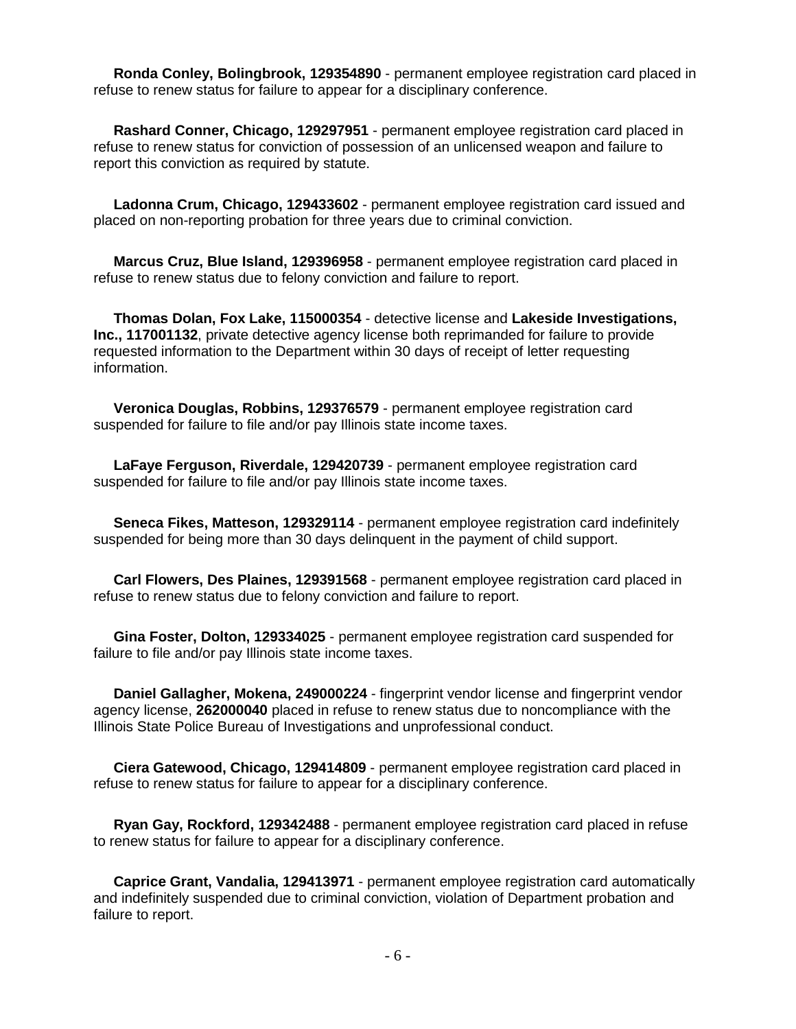**Ronda Conley, Bolingbrook, 129354890** - permanent employee registration card placed in refuse to renew status for failure to appear for a disciplinary conference.

**Rashard Conner, Chicago, 129297951** - permanent employee registration card placed in refuse to renew status for conviction of possession of an unlicensed weapon and failure to report this conviction as required by statute.

**Ladonna Crum, Chicago, 129433602** - permanent employee registration card issued and placed on non-reporting probation for three years due to criminal conviction.

**Marcus Cruz, Blue Island, 129396958** - permanent employee registration card placed in refuse to renew status due to felony conviction and failure to report.

**Thomas Dolan, Fox Lake, 115000354** - detective license and **Lakeside Investigations, Inc., 117001132**, private detective agency license both reprimanded for failure to provide requested information to the Department within 30 days of receipt of letter requesting information.

**Veronica Douglas, Robbins, 129376579** - permanent employee registration card suspended for failure to file and/or pay Illinois state income taxes.

**LaFaye Ferguson, Riverdale, 129420739** - permanent employee registration card suspended for failure to file and/or pay Illinois state income taxes.

**Seneca Fikes, Matteson, 129329114** - permanent employee registration card indefinitely suspended for being more than 30 days delinquent in the payment of child support.

**Carl Flowers, Des Plaines, 129391568** - permanent employee registration card placed in refuse to renew status due to felony conviction and failure to report.

**Gina Foster, Dolton, 129334025** - permanent employee registration card suspended for failure to file and/or pay Illinois state income taxes.

**Daniel Gallagher, Mokena, 249000224** - fingerprint vendor license and fingerprint vendor agency license, **262000040** placed in refuse to renew status due to noncompliance with the Illinois State Police Bureau of Investigations and unprofessional conduct.

**Ciera Gatewood, Chicago, 129414809** - permanent employee registration card placed in refuse to renew status for failure to appear for a disciplinary conference.

**Ryan Gay, Rockford, 129342488** - permanent employee registration card placed in refuse to renew status for failure to appear for a disciplinary conference.

**Caprice Grant, Vandalia, 129413971** - permanent employee registration card automatically and indefinitely suspended due to criminal conviction, violation of Department probation and failure to report.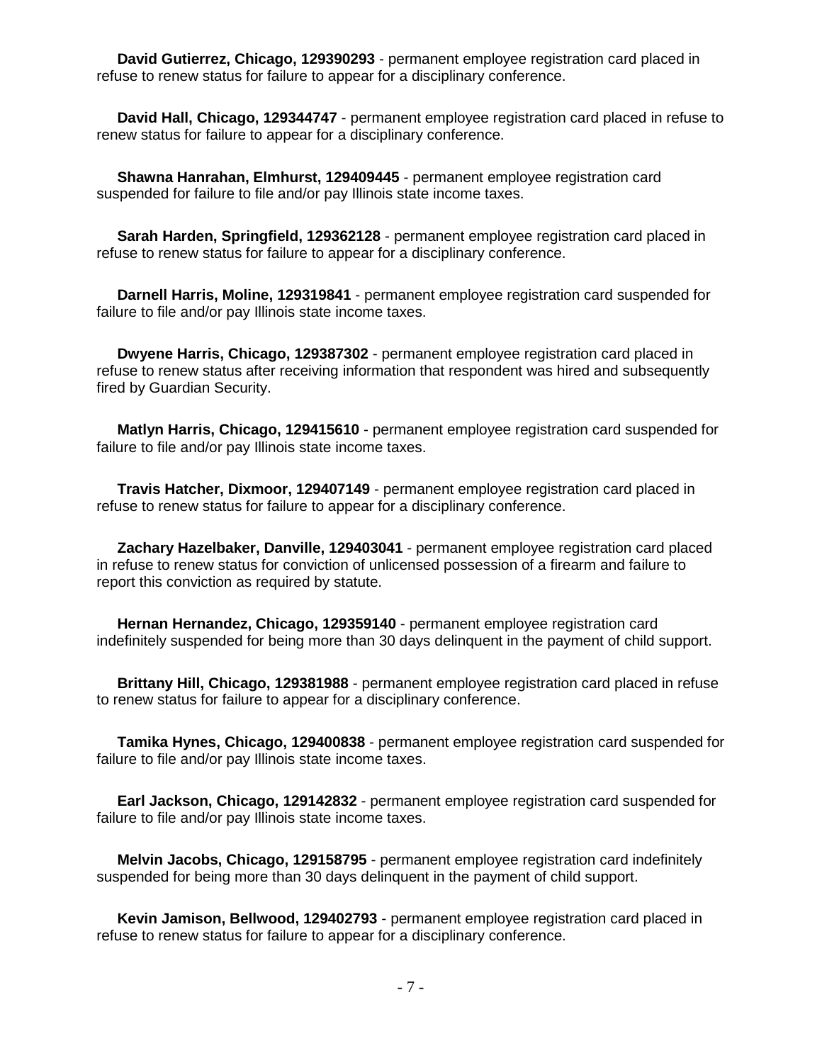**David Gutierrez, Chicago, 129390293** - permanent employee registration card placed in refuse to renew status for failure to appear for a disciplinary conference.

**David Hall, Chicago, 129344747** - permanent employee registration card placed in refuse to renew status for failure to appear for a disciplinary conference.

**Shawna Hanrahan, Elmhurst, 129409445** - permanent employee registration card suspended for failure to file and/or pay Illinois state income taxes.

**Sarah Harden, Springfield, 129362128** - permanent employee registration card placed in refuse to renew status for failure to appear for a disciplinary conference.

**Darnell Harris, Moline, 129319841** - permanent employee registration card suspended for failure to file and/or pay Illinois state income taxes.

**Dwyene Harris, Chicago, 129387302** - permanent employee registration card placed in refuse to renew status after receiving information that respondent was hired and subsequently fired by Guardian Security.

**Matlyn Harris, Chicago, 129415610** - permanent employee registration card suspended for failure to file and/or pay Illinois state income taxes.

**Travis Hatcher, Dixmoor, 129407149** - permanent employee registration card placed in refuse to renew status for failure to appear for a disciplinary conference.

**Zachary Hazelbaker, Danville, 129403041** - permanent employee registration card placed in refuse to renew status for conviction of unlicensed possession of a firearm and failure to report this conviction as required by statute.

**Hernan Hernandez, Chicago, 129359140** - permanent employee registration card indefinitely suspended for being more than 30 days delinquent in the payment of child support.

**Brittany Hill, Chicago, 129381988** - permanent employee registration card placed in refuse to renew status for failure to appear for a disciplinary conference.

**Tamika Hynes, Chicago, 129400838** - permanent employee registration card suspended for failure to file and/or pay Illinois state income taxes.

**Earl Jackson, Chicago, 129142832** - permanent employee registration card suspended for failure to file and/or pay Illinois state income taxes.

**Melvin Jacobs, Chicago, 129158795** - permanent employee registration card indefinitely suspended for being more than 30 days delinquent in the payment of child support.

**Kevin Jamison, Bellwood, 129402793** - permanent employee registration card placed in refuse to renew status for failure to appear for a disciplinary conference.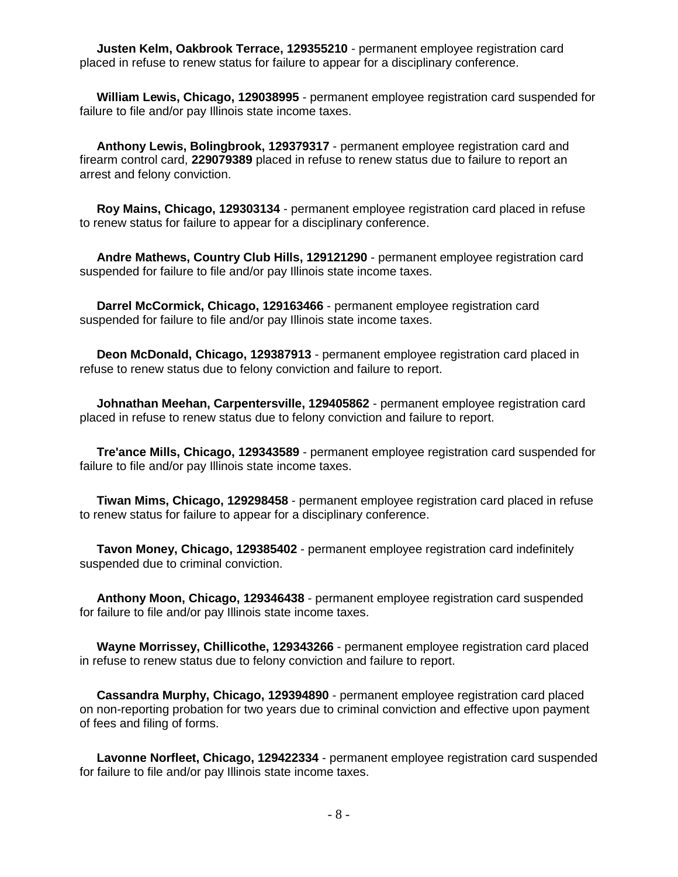**Justen Kelm, Oakbrook Terrace, 129355210** - permanent employee registration card placed in refuse to renew status for failure to appear for a disciplinary conference.

**William Lewis, Chicago, 129038995** - permanent employee registration card suspended for failure to file and/or pay Illinois state income taxes.

**Anthony Lewis, Bolingbrook, 129379317** - permanent employee registration card and firearm control card, **229079389** placed in refuse to renew status due to failure to report an arrest and felony conviction.

**Roy Mains, Chicago, 129303134** - permanent employee registration card placed in refuse to renew status for failure to appear for a disciplinary conference.

**Andre Mathews, Country Club Hills, 129121290** - permanent employee registration card suspended for failure to file and/or pay Illinois state income taxes.

**Darrel McCormick, Chicago, 129163466** - permanent employee registration card suspended for failure to file and/or pay Illinois state income taxes.

**Deon McDonald, Chicago, 129387913** - permanent employee registration card placed in refuse to renew status due to felony conviction and failure to report.

**Johnathan Meehan, Carpentersville, 129405862** - permanent employee registration card placed in refuse to renew status due to felony conviction and failure to report.

**Tre'ance Mills, Chicago, 129343589** - permanent employee registration card suspended for failure to file and/or pay Illinois state income taxes.

**Tiwan Mims, Chicago, 129298458** - permanent employee registration card placed in refuse to renew status for failure to appear for a disciplinary conference.

**Tavon Money, Chicago, 129385402** - permanent employee registration card indefinitely suspended due to criminal conviction.

**Anthony Moon, Chicago, 129346438** - permanent employee registration card suspended for failure to file and/or pay Illinois state income taxes.

**Wayne Morrissey, Chillicothe, 129343266** - permanent employee registration card placed in refuse to renew status due to felony conviction and failure to report.

**Cassandra Murphy, Chicago, 129394890** - permanent employee registration card placed on non-reporting probation for two years due to criminal conviction and effective upon payment of fees and filing of forms.

**Lavonne Norfleet, Chicago, 129422334** - permanent employee registration card suspended for failure to file and/or pay Illinois state income taxes.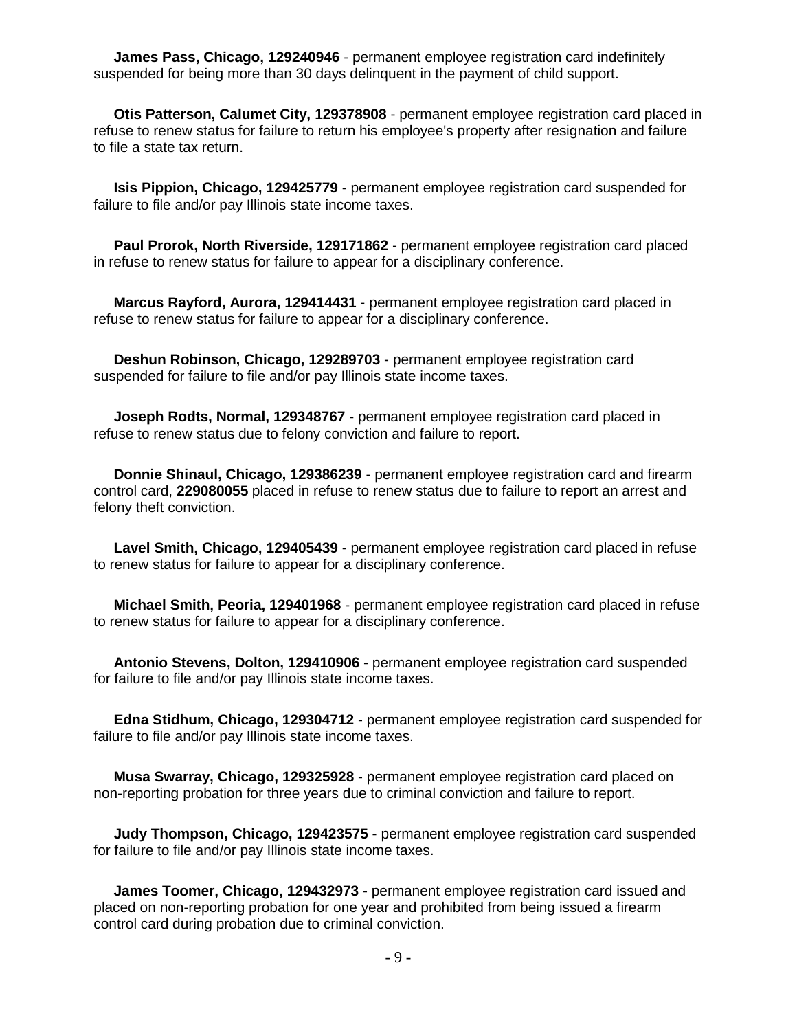**James Pass, Chicago, 129240946** - permanent employee registration card indefinitely suspended for being more than 30 days delinquent in the payment of child support.

**Otis Patterson, Calumet City, 129378908** - permanent employee registration card placed in refuse to renew status for failure to return his employee's property after resignation and failure to file a state tax return.

**Isis Pippion, Chicago, 129425779** - permanent employee registration card suspended for failure to file and/or pay Illinois state income taxes.

**Paul Prorok, North Riverside, 129171862** - permanent employee registration card placed in refuse to renew status for failure to appear for a disciplinary conference.

**Marcus Rayford, Aurora, 129414431** - permanent employee registration card placed in refuse to renew status for failure to appear for a disciplinary conference.

**Deshun Robinson, Chicago, 129289703** - permanent employee registration card suspended for failure to file and/or pay Illinois state income taxes.

**Joseph Rodts, Normal, 129348767** - permanent employee registration card placed in refuse to renew status due to felony conviction and failure to report.

**Donnie Shinaul, Chicago, 129386239** - permanent employee registration card and firearm control card, **229080055** placed in refuse to renew status due to failure to report an arrest and felony theft conviction.

**Lavel Smith, Chicago, 129405439** - permanent employee registration card placed in refuse to renew status for failure to appear for a disciplinary conference.

**Michael Smith, Peoria, 129401968** - permanent employee registration card placed in refuse to renew status for failure to appear for a disciplinary conference.

**Antonio Stevens, Dolton, 129410906** - permanent employee registration card suspended for failure to file and/or pay Illinois state income taxes.

**Edna Stidhum, Chicago, 129304712** - permanent employee registration card suspended for failure to file and/or pay Illinois state income taxes.

**Musa Swarray, Chicago, 129325928** - permanent employee registration card placed on non-reporting probation for three years due to criminal conviction and failure to report.

**Judy Thompson, Chicago, 129423575** - permanent employee registration card suspended for failure to file and/or pay Illinois state income taxes.

**James Toomer, Chicago, 129432973** - permanent employee registration card issued and placed on non-reporting probation for one year and prohibited from being issued a firearm control card during probation due to criminal conviction.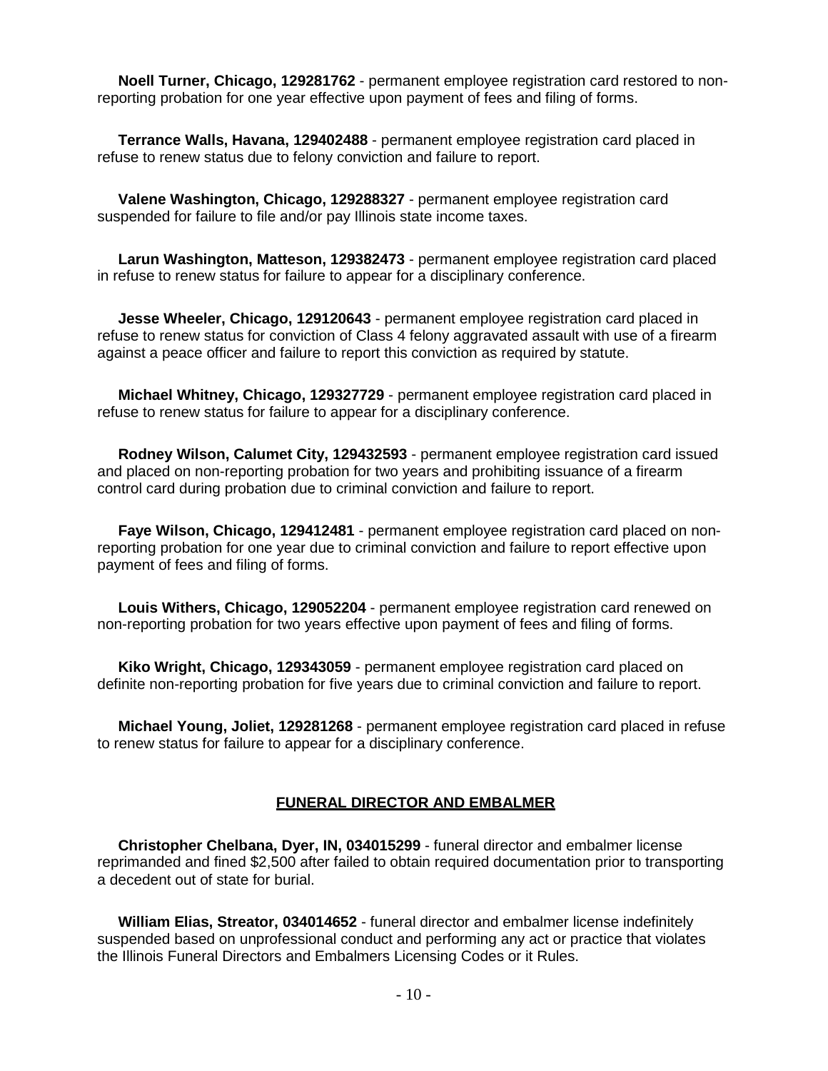**Noell Turner, Chicago, 129281762** - permanent employee registration card restored to non-reporting probation for one year effective upon payment of fees and filing of forms.

**Terrance Walls, Havana, 129402488** - permanent employee registration card placed in refuse to renew status due to felony conviction and failure to report.

**Valene Washington, Chicago, 129288327** - permanent employee registration card suspended for failure to file and/or pay Illinois state income taxes.

**Larun Washington, Matteson, 129382473** - permanent employee registration card placed in refuse to renew status for failure to appear for a disciplinary conference.

**Jesse Wheeler, Chicago, 129120643** - permanent employee registration card placed in refuse to renew status for conviction of Class 4 felony aggravated assault with use of a firearm against a peace officer and failure to report this conviction as required by statute.

**Michael Whitney, Chicago, 129327729** - permanent employee registration card placed in refuse to renew status for failure to appear for a disciplinary conference.

**Rodney Wilson, Calumet City, 129432593** - permanent employee registration card issued and placed on non-reporting probation for two years and prohibiting issuance of a firearm control card during probation due to criminal conviction and failure to report.

**Faye Wilson, Chicago, 129412481** - permanent employee registration card placed on non-reporting probation for one year due to criminal conviction and failure to report effective upon payment of fees and filing of forms.

**Louis Withers, Chicago, 129052204** - permanent employee registration card renewed on non-reporting probation for two years effective upon payment of fees and filing of forms.

**Kiko Wright, Chicago, 129343059** - permanent employee registration card placed on definite non-reporting probation for five years due to criminal conviction and failure to report.

**Michael Young, Joliet, 129281268** - permanent employee registration card placed in refuse to renew status for failure to appear for a disciplinary conference.

## FUNERAL DIRECTOR AND EMBALMER

**Christopher Chelbana, Dyer, IN, 034015299** - funeral director and embalmer license reprimanded and fined $2,500 after failed to obtain required documentation prior to transporting a decedent out of state for burial.

**William Elias, Streator, 034014652** - funeral director and embalmer license indefinitely suspended based on unprofessional conduct and performing any act or practice that violates the Illinois Funeral Directors and Embalmers Licensing Codes or it Rules.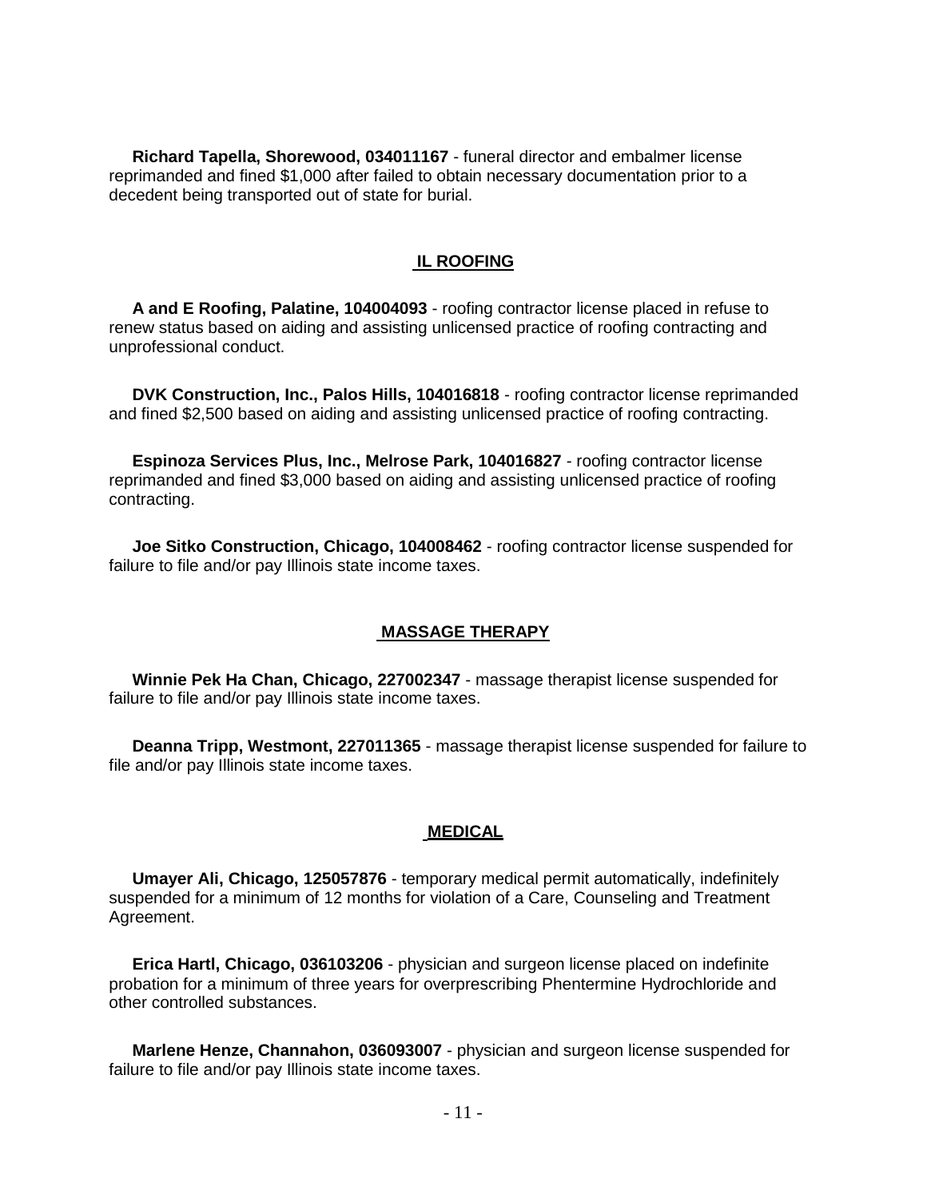**Richard Tapella, Shorewood, 034011167** - funeral director and embalmer license reprimanded and fined $1,000 after failed to obtain necessary documentation prior to a decedent being transported out of state for burial.

## IL ROOFING

**A and E Roofing, Palatine, 104004093** - roofing contractor license placed in refuse to renew status based on aiding and assisting unlicensed practice of roofing contracting and unprofessional conduct.

**DVK Construction, Inc., Palos Hills, 104016818** - roofing contractor license reprimanded and fined $2,500 based on aiding and assisting unlicensed practice of roofing contracting.

**Espinoza Services Plus, Inc., Melrose Park, 104016827** - roofing contractor license reprimanded and fined $3,000 based on aiding and assisting unlicensed practice of roofing contracting.

**Joe Sitko Construction, Chicago, 104008462** - roofing contractor license suspended for failure to file and/or pay Illinois state income taxes.

## MASSAGE THERAPY

**Winnie Pek Ha Chan, Chicago, 227002347** - massage therapist license suspended for failure to file and/or pay Illinois state income taxes.

**Deanna Tripp, Westmont, 227011365** - massage therapist license suspended for failure to file and/or pay Illinois state income taxes.

## MEDICAL

**Umayer Ali, Chicago, 125057876** - temporary medical permit automatically, indefinitely suspended for a minimum of 12 months for violation of a Care, Counseling and Treatment Agreement.

**Erica Hartl, Chicago, 036103206** - physician and surgeon license placed on indefinite probation for a minimum of three years for overprescribing Phentermine Hydrochloride and other controlled substances.

**Marlene Henze, Channahon, 036093007** - physician and surgeon license suspended for failure to file and/or pay Illinois state income taxes.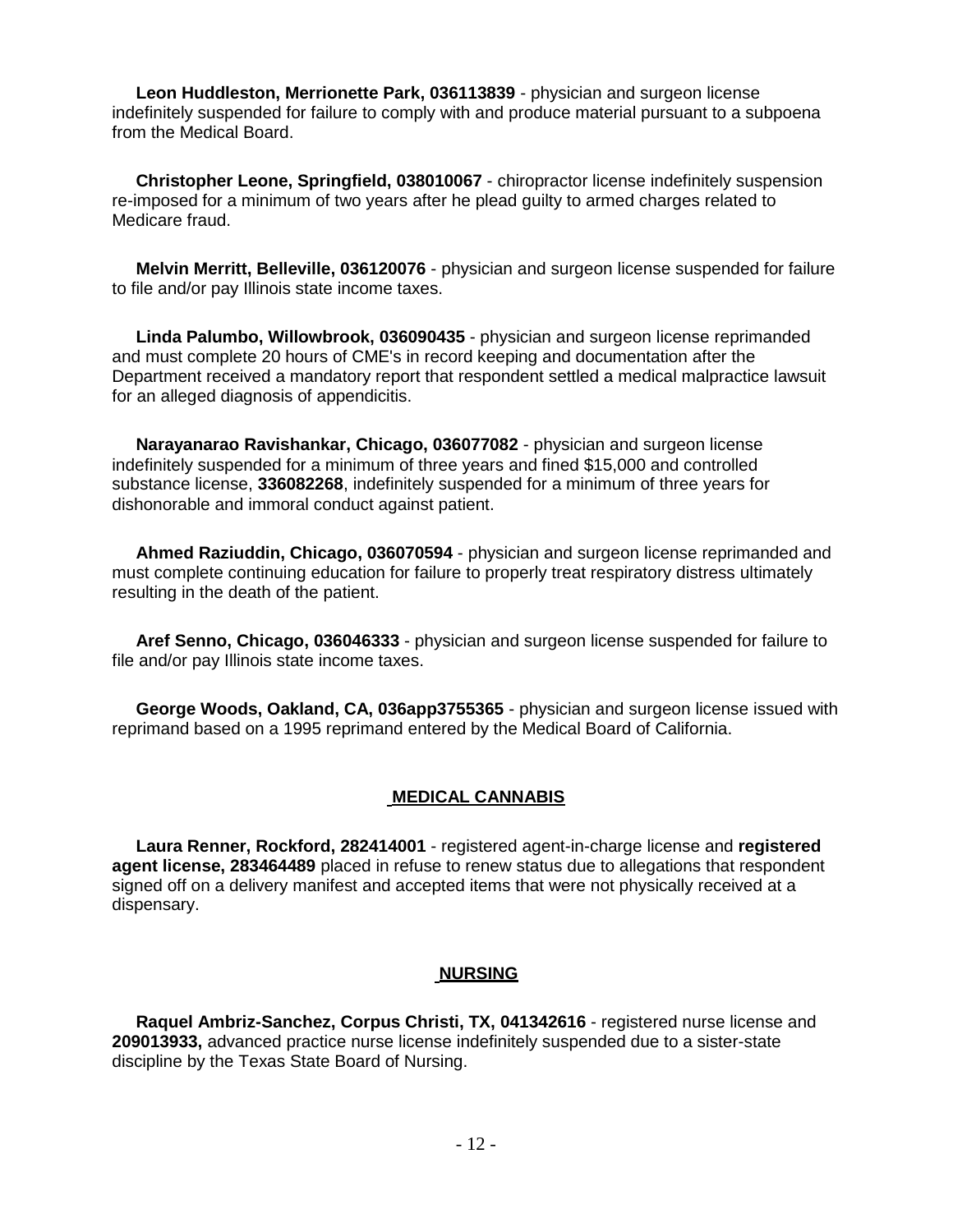**Leon Huddleston, Merrionette Park, 036113839** - physician and surgeon license indefinitely suspended for failure to comply with and produce material pursuant to a subpoena from the Medical Board.

**Christopher Leone, Springfield, 038010067** - chiropractor license indefinitely suspension re-imposed for a minimum of two years after he plead guilty to armed charges related to Medicare fraud.

**Melvin Merritt, Belleville, 036120076** - physician and surgeon license suspended for failure to file and/or pay Illinois state income taxes.

**Linda Palumbo, Willowbrook, 036090435** - physician and surgeon license reprimanded and must complete 20 hours of CME's in record keeping and documentation after the Department received a mandatory report that respondent settled a medical malpractice lawsuit for an alleged diagnosis of appendicitis.

**Narayanarao Ravishankar, Chicago, 036077082** - physician and surgeon license indefinitely suspended for a minimum of three years and fined $15,000 and controlled substance license, **336082268**, indefinitely suspended for a minimum of three years for dishonorable and immoral conduct against patient.

**Ahmed Raziuddin, Chicago, 036070594** - physician and surgeon license reprimanded and must complete continuing education for failure to properly treat respiratory distress ultimately resulting in the death of the patient.

**Aref Senno, Chicago, 036046333** - physician and surgeon license suspended for failure to file and/or pay Illinois state income taxes.

**George Woods, Oakland, CA, 036app3755365** - physician and surgeon license issued with reprimand based on a 1995 reprimand entered by the Medical Board of California.

## MEDICAL CANNABIS

**Laura Renner, Rockford, 282414001** - registered agent-in-charge license and **registered agent license, 283464489** placed in refuse to renew status due to allegations that respondent signed off on a delivery manifest and accepted items that were not physically received at a dispensary.

## NURSING

**Raquel Ambriz-Sanchez, Corpus Christi, TX, 041342616** - registered nurse license and **209013933,** advanced practice nurse license indefinitely suspended due to a sister-state discipline by the Texas State Board of Nursing.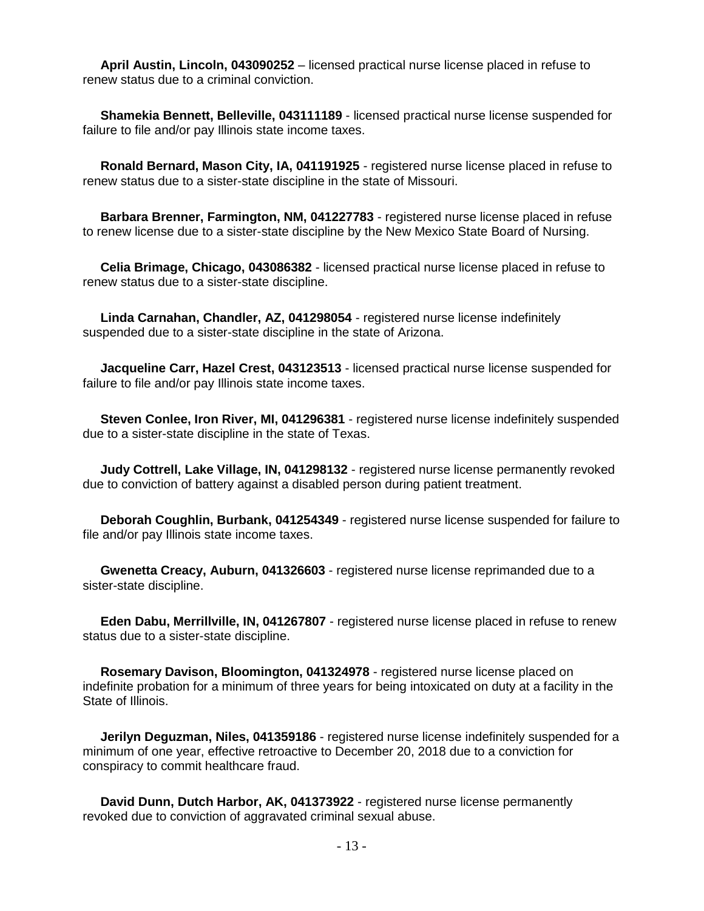**April Austin, Lincoln, 043090252** – licensed practical nurse license placed in refuse to renew status due to a criminal conviction.

**Shamekia Bennett, Belleville, 043111189** - licensed practical nurse license suspended for failure to file and/or pay Illinois state income taxes.

**Ronald Bernard, Mason City, IA, 041191925** - registered nurse license placed in refuse to renew status due to a sister-state discipline in the state of Missouri.

**Barbara Brenner, Farmington, NM, 041227783** - registered nurse license placed in refuse to renew license due to a sister-state discipline by the New Mexico State Board of Nursing.

**Celia Brimage, Chicago, 043086382** - licensed practical nurse license placed in refuse to renew status due to a sister-state discipline.

**Linda Carnahan, Chandler, AZ, 041298054** - registered nurse license indefinitely suspended due to a sister-state discipline in the state of Arizona.

**Jacqueline Carr, Hazel Crest, 043123513** - licensed practical nurse license suspended for failure to file and/or pay Illinois state income taxes.

**Steven Conlee, Iron River, MI, 041296381** - registered nurse license indefinitely suspended due to a sister-state discipline in the state of Texas.

**Judy Cottrell, Lake Village, IN, 041298132** - registered nurse license permanently revoked due to conviction of battery against a disabled person during patient treatment.

**Deborah Coughlin, Burbank, 041254349** - registered nurse license suspended for failure to file and/or pay Illinois state income taxes.

**Gwenetta Creacy, Auburn, 041326603** - registered nurse license reprimanded due to a sister-state discipline.

**Eden Dabu, Merrillville, IN, 041267807** - registered nurse license placed in refuse to renew status due to a sister-state discipline.

**Rosemary Davison, Bloomington, 041324978** - registered nurse license placed on indefinite probation for a minimum of three years for being intoxicated on duty at a facility in the State of Illinois.

**Jerilyn Deguzman, Niles, 041359186** - registered nurse license indefinitely suspended for a minimum of one year, effective retroactive to December 20, 2018 due to a conviction for conspiracy to commit healthcare fraud.

**David Dunn, Dutch Harbor, AK, 041373922** - registered nurse license permanently revoked due to conviction of aggravated criminal sexual abuse.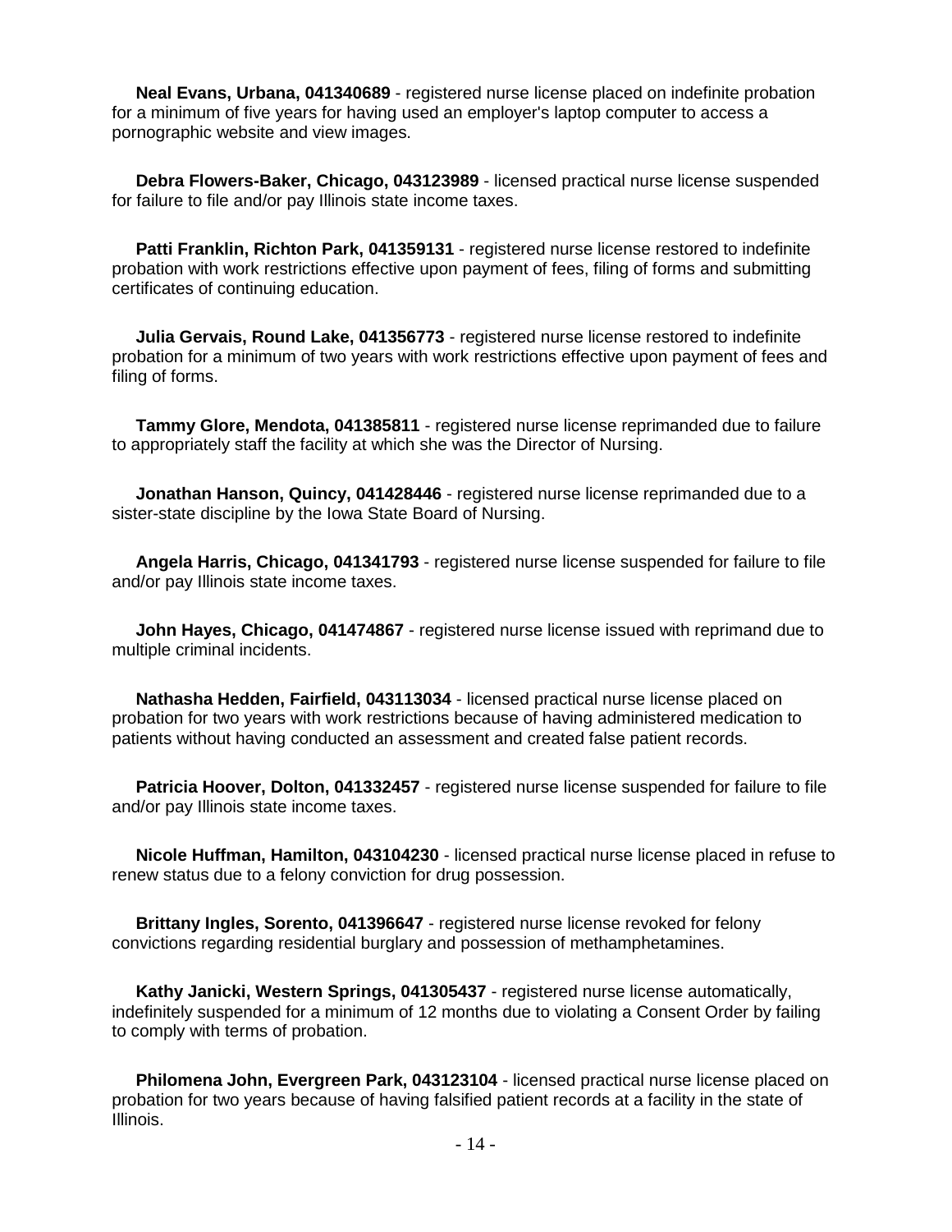**Neal Evans, Urbana, 041340689** - registered nurse license placed on indefinite probation for a minimum of five years for having used an employer's laptop computer to access a pornographic website and view images.

**Debra Flowers-Baker, Chicago, 043123989** - licensed practical nurse license suspended for failure to file and/or pay Illinois state income taxes.

**Patti Franklin, Richton Park, 041359131** - registered nurse license restored to indefinite probation with work restrictions effective upon payment of fees, filing of forms and submitting certificates of continuing education.

**Julia Gervais, Round Lake, 041356773** - registered nurse license restored to indefinite probation for a minimum of two years with work restrictions effective upon payment of fees and filing of forms.

**Tammy Glore, Mendota, 041385811** - registered nurse license reprimanded due to failure to appropriately staff the facility at which she was the Director of Nursing.

**Jonathan Hanson, Quincy, 041428446** - registered nurse license reprimanded due to a sister-state discipline by the Iowa State Board of Nursing.

**Angela Harris, Chicago, 041341793** - registered nurse license suspended for failure to file and/or pay Illinois state income taxes.

**John Hayes, Chicago, 041474867** - registered nurse license issued with reprimand due to multiple criminal incidents.

**Nathasha Hedden, Fairfield, 043113034** - licensed practical nurse license placed on probation for two years with work restrictions because of having administered medication to patients without having conducted an assessment and created false patient records.

**Patricia Hoover, Dolton, 041332457** - registered nurse license suspended for failure to file and/or pay Illinois state income taxes.

**Nicole Huffman, Hamilton, 043104230** - licensed practical nurse license placed in refuse to renew status due to a felony conviction for drug possession.

**Brittany Ingles, Sorento, 041396647** - registered nurse license revoked for felony convictions regarding residential burglary and possession of methamphetamines.

**Kathy Janicki, Western Springs, 041305437** - registered nurse license automatically, indefinitely suspended for a minimum of 12 months due to violating a Consent Order by failing to comply with terms of probation.

**Philomena John, Evergreen Park, 043123104** - licensed practical nurse license placed on probation for two years because of having falsified patient records at a facility in the state of Illinois.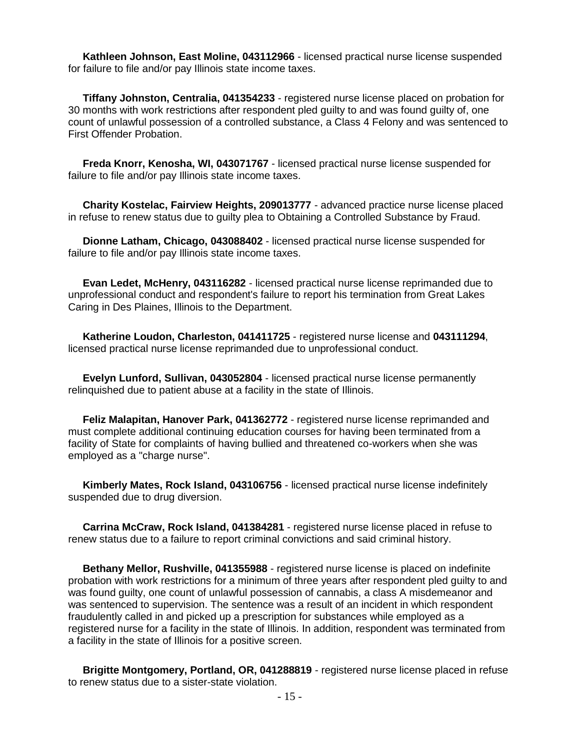**Kathleen Johnson, East Moline, 043112966** - licensed practical nurse license suspended for failure to file and/or pay Illinois state income taxes.

**Tiffany Johnston, Centralia, 041354233** - registered nurse license placed on probation for 30 months with work restrictions after respondent pled guilty to and was found guilty of, one count of unlawful possession of a controlled substance, a Class 4 Felony and was sentenced to First Offender Probation.

**Freda Knorr, Kenosha, WI, 043071767** - licensed practical nurse license suspended for failure to file and/or pay Illinois state income taxes.

**Charity Kostelac, Fairview Heights, 209013777** - advanced practice nurse license placed in refuse to renew status due to guilty plea to Obtaining a Controlled Substance by Fraud.

**Dionne Latham, Chicago, 043088402** - licensed practical nurse license suspended for failure to file and/or pay Illinois state income taxes.

**Evan Ledet, McHenry, 043116282** - licensed practical nurse license reprimanded due to unprofessional conduct and respondent's failure to report his termination from Great Lakes Caring in Des Plaines, Illinois to the Department.

**Katherine Loudon, Charleston, 041411725** - registered nurse license and **043111294**, licensed practical nurse license reprimanded due to unprofessional conduct.

**Evelyn Lunford, Sullivan, 043052804** - licensed practical nurse license permanently relinquished due to patient abuse at a facility in the state of Illinois.

**Feliz Malapitan, Hanover Park, 041362772** - registered nurse license reprimanded and must complete additional continuing education courses for having been terminated from a facility of State for complaints of having bullied and threatened co-workers when she was employed as a "charge nurse".

**Kimberly Mates, Rock Island, 043106756** - licensed practical nurse license indefinitely suspended due to drug diversion.

**Carrina McCraw, Rock Island, 041384281** - registered nurse license placed in refuse to renew status due to a failure to report criminal convictions and said criminal history.

**Bethany Mellor, Rushville, 041355988** - registered nurse license is placed on indefinite probation with work restrictions for a minimum of three years after respondent pled guilty to and was found guilty, one count of unlawful possession of cannabis, a class A misdemeanor and was sentenced to supervision. The sentence was a result of an incident in which respondent fraudulently called in and picked up a prescription for substances while employed as a registered nurse for a facility in the state of Illinois. In addition, respondent was terminated from a facility in the state of Illinois for a positive screen.

**Brigitte Montgomery, Portland, OR, 041288819** - registered nurse license placed in refuse to renew status due to a sister-state violation.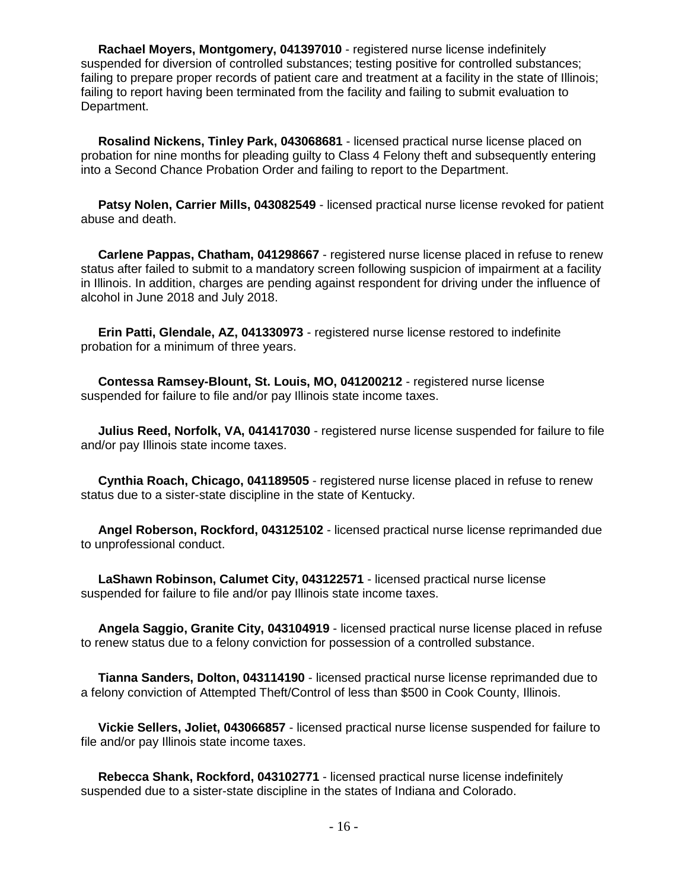**Rachael Moyers, Montgomery, 041397010** - registered nurse license indefinitely suspended for diversion of controlled substances; testing positive for controlled substances; failing to prepare proper records of patient care and treatment at a facility in the state of Illinois; failing to report having been terminated from the facility and failing to submit evaluation to Department.

**Rosalind Nickens, Tinley Park, 043068681** - licensed practical nurse license placed on probation for nine months for pleading guilty to Class 4 Felony theft and subsequently entering into a Second Chance Probation Order and failing to report to the Department.

**Patsy Nolen, Carrier Mills, 043082549** - licensed practical nurse license revoked for patient abuse and death.

**Carlene Pappas, Chatham, 041298667** - registered nurse license placed in refuse to renew status after failed to submit to a mandatory screen following suspicion of impairment at a facility in Illinois. In addition, charges are pending against respondent for driving under the influence of alcohol in June 2018 and July 2018.

**Erin Patti, Glendale, AZ, 041330973** - registered nurse license restored to indefinite probation for a minimum of three years.

**Contessa Ramsey-Blount, St. Louis, MO, 041200212** - registered nurse license suspended for failure to file and/or pay Illinois state income taxes.

**Julius Reed, Norfolk, VA, 041417030** - registered nurse license suspended for failure to file and/or pay Illinois state income taxes.

**Cynthia Roach, Chicago, 041189505** - registered nurse license placed in refuse to renew status due to a sister-state discipline in the state of Kentucky.

**Angel Roberson, Rockford, 043125102** - licensed practical nurse license reprimanded due to unprofessional conduct.

**LaShawn Robinson, Calumet City, 043122571** - licensed practical nurse license suspended for failure to file and/or pay Illinois state income taxes.

**Angela Saggio, Granite City, 043104919** - licensed practical nurse license placed in refuse to renew status due to a felony conviction for possession of a controlled substance.

**Tianna Sanders, Dolton, 043114190** - licensed practical nurse license reprimanded due to a felony conviction of Attempted Theft/Control of less than $500 in Cook County, Illinois.

**Vickie Sellers, Joliet, 043066857** - licensed practical nurse license suspended for failure to file and/or pay Illinois state income taxes.

**Rebecca Shank, Rockford, 043102771** - licensed practical nurse license indefinitely suspended due to a sister-state discipline in the states of Indiana and Colorado.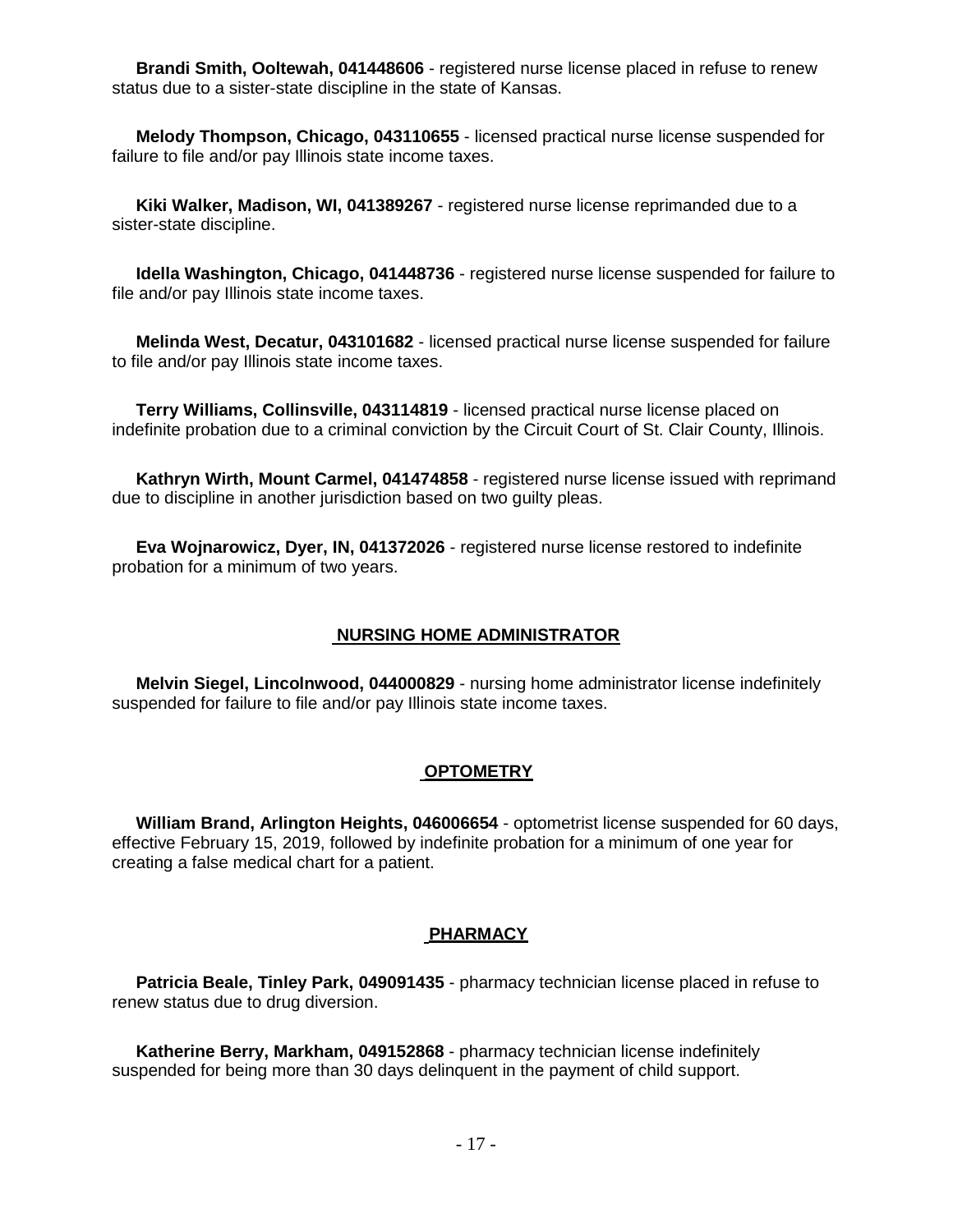**Brandi Smith, Ooltewah, 041448606** - registered nurse license placed in refuse to renew status due to a sister-state discipline in the state of Kansas.

**Melody Thompson, Chicago, 043110655** - licensed practical nurse license suspended for failure to file and/or pay Illinois state income taxes.

**Kiki Walker, Madison, WI, 041389267** - registered nurse license reprimanded due to a sister-state discipline.

**Idella Washington, Chicago, 041448736** - registered nurse license suspended for failure to file and/or pay Illinois state income taxes.

**Melinda West, Decatur, 043101682** - licensed practical nurse license suspended for failure to file and/or pay Illinois state income taxes.

**Terry Williams, Collinsville, 043114819** - licensed practical nurse license placed on indefinite probation due to a criminal conviction by the Circuit Court of St. Clair County, Illinois.

**Kathryn Wirth, Mount Carmel, 041474858** - registered nurse license issued with reprimand due to discipline in another jurisdiction based on two guilty pleas.

**Eva Wojnarowicz, Dyer, IN, 041372026** - registered nurse license restored to indefinite probation for a minimum of two years.

## NURSING HOME ADMINISTRATOR

**Melvin Siegel, Lincolnwood, 044000829** - nursing home administrator license indefinitely suspended for failure to file and/or pay Illinois state income taxes.

## OPTOMETRY

**William Brand, Arlington Heights, 046006654** - optometrist license suspended for 60 days, effective February 15, 2019, followed by indefinite probation for a minimum of one year for creating a false medical chart for a patient.

## PHARMACY

**Patricia Beale, Tinley Park, 049091435** - pharmacy technician license placed in refuse to renew status due to drug diversion.

**Katherine Berry, Markham, 049152868** - pharmacy technician license indefinitely suspended for being more than 30 days delinquent in the payment of child support.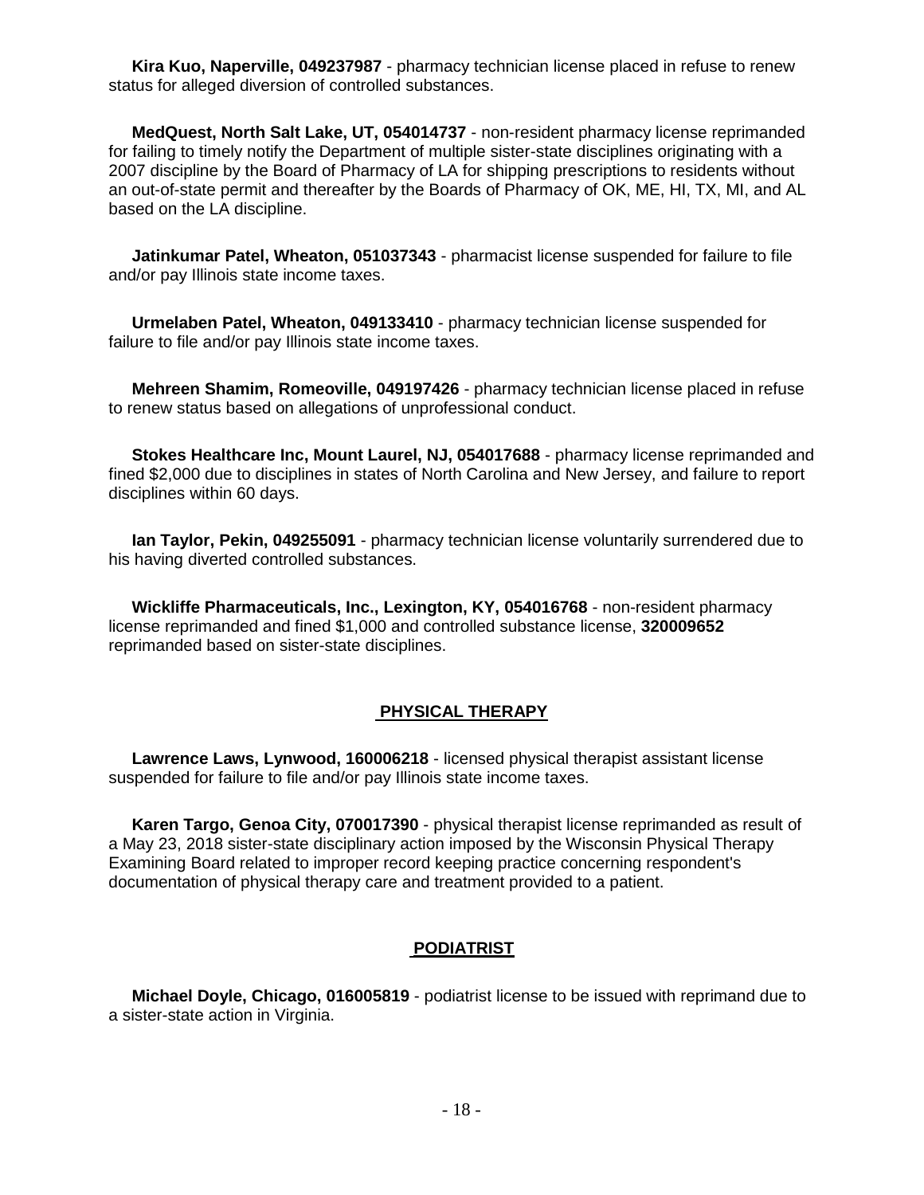**Kira Kuo, Naperville, 049237987** - pharmacy technician license placed in refuse to renew status for alleged diversion of controlled substances.

**MedQuest, North Salt Lake, UT, 054014737** - non-resident pharmacy license reprimanded for failing to timely notify the Department of multiple sister-state disciplines originating with a 2007 discipline by the Board of Pharmacy of LA for shipping prescriptions to residents without an out-of-state permit and thereafter by the Boards of Pharmacy of OK, ME, HI, TX, MI, and AL based on the LA discipline.

**Jatinkumar Patel, Wheaton, 051037343** - pharmacist license suspended for failure to file and/or pay Illinois state income taxes.

**Urmelaben Patel, Wheaton, 049133410** - pharmacy technician license suspended for failure to file and/or pay Illinois state income taxes.

**Mehreen Shamim, Romeoville, 049197426** - pharmacy technician license placed in refuse to renew status based on allegations of unprofessional conduct.

**Stokes Healthcare Inc, Mount Laurel, NJ, 054017688** - pharmacy license reprimanded and fined $2,000 due to disciplines in states of North Carolina and New Jersey, and failure to report disciplines within 60 days.

**Ian Taylor, Pekin, 049255091** - pharmacy technician license voluntarily surrendered due to his having diverted controlled substances.

**Wickliffe Pharmaceuticals, Inc., Lexington, KY, 054016768** - non-resident pharmacy license reprimanded and fined $1,000 and controlled substance license, **320009652** reprimanded based on sister-state disciplines.

## PHYSICAL THERAPY

**Lawrence Laws, Lynwood, 160006218** - licensed physical therapist assistant license suspended for failure to file and/or pay Illinois state income taxes.

**Karen Targo, Genoa City, 070017390** - physical therapist license reprimanded as result of a May 23, 2018 sister-state disciplinary action imposed by the Wisconsin Physical Therapy Examining Board related to improper record keeping practice concerning respondent's documentation of physical therapy care and treatment provided to a patient.

## PODIATRIST

**Michael Doyle, Chicago, 016005819** - podiatrist license to be issued with reprimand due to a sister-state action in Virginia.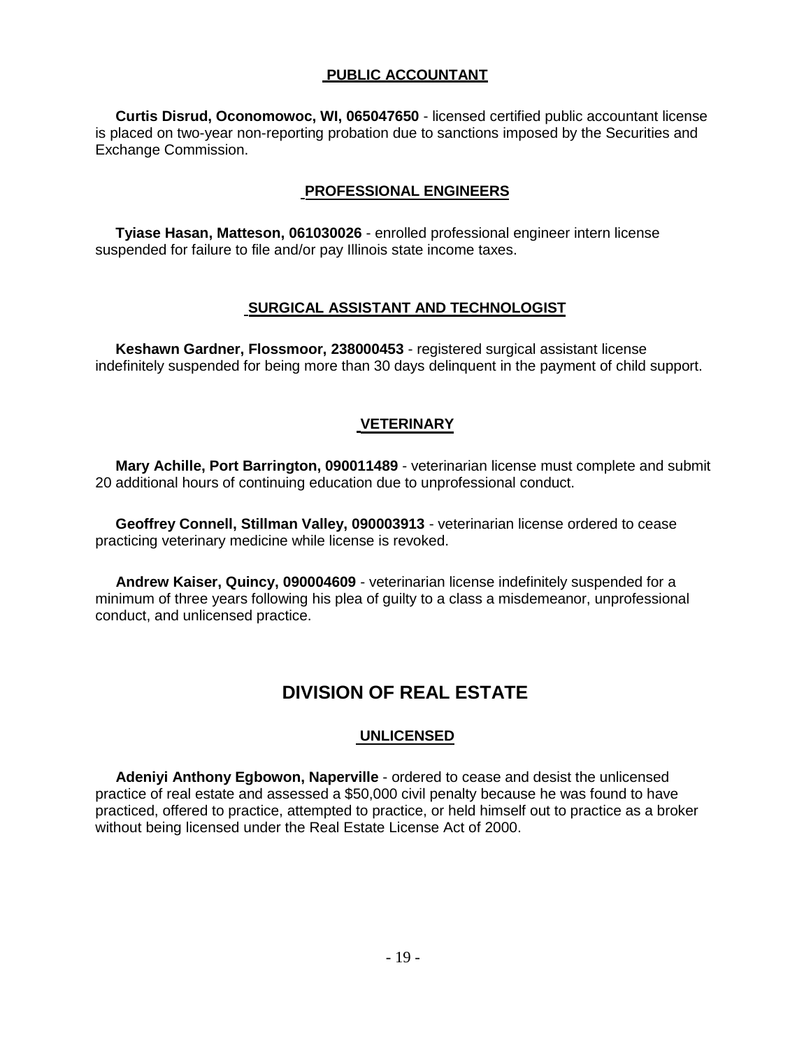### PUBLIC ACCOUNTANT

**Curtis Disrud, Oconomowoc, WI, 065047650** - licensed certified public accountant license is placed on two-year non-reporting probation due to sanctions imposed by the Securities and Exchange Commission.

### PROFESSIONAL ENGINEERS

**Tyiase Hasan, Matteson, 061030026** - enrolled professional engineer intern license suspended for failure to file and/or pay Illinois state income taxes.

### SURGICAL ASSISTANT AND TECHNOLOGIST

**Keshawn Gardner, Flossmoor, 238000453** - registered surgical assistant license indefinitely suspended for being more than 30 days delinquent in the payment of child support.

### VETERINARY

**Mary Achille, Port Barrington, 090011489** - veterinarian license must complete and submit 20 additional hours of continuing education due to unprofessional conduct.

**Geoffrey Connell, Stillman Valley, 090003913** - veterinarian license ordered to cease practicing veterinary medicine while license is revoked.

**Andrew Kaiser, Quincy, 090004609** - veterinarian license indefinitely suspended for a minimum of three years following his plea of guilty to a class a misdemeanor, unprofessional conduct, and unlicensed practice.

## DIVISION OF REAL ESTATE

### UNLICENSED

**Adeniyi Anthony Egbowon, Naperville** - ordered to cease and desist the unlicensed practice of real estate and assessed a $50,000 civil penalty because he was found to have practiced, offered to practice, attempted to practice, or held himself out to practice as a broker without being licensed under the Real Estate License Act of 2000.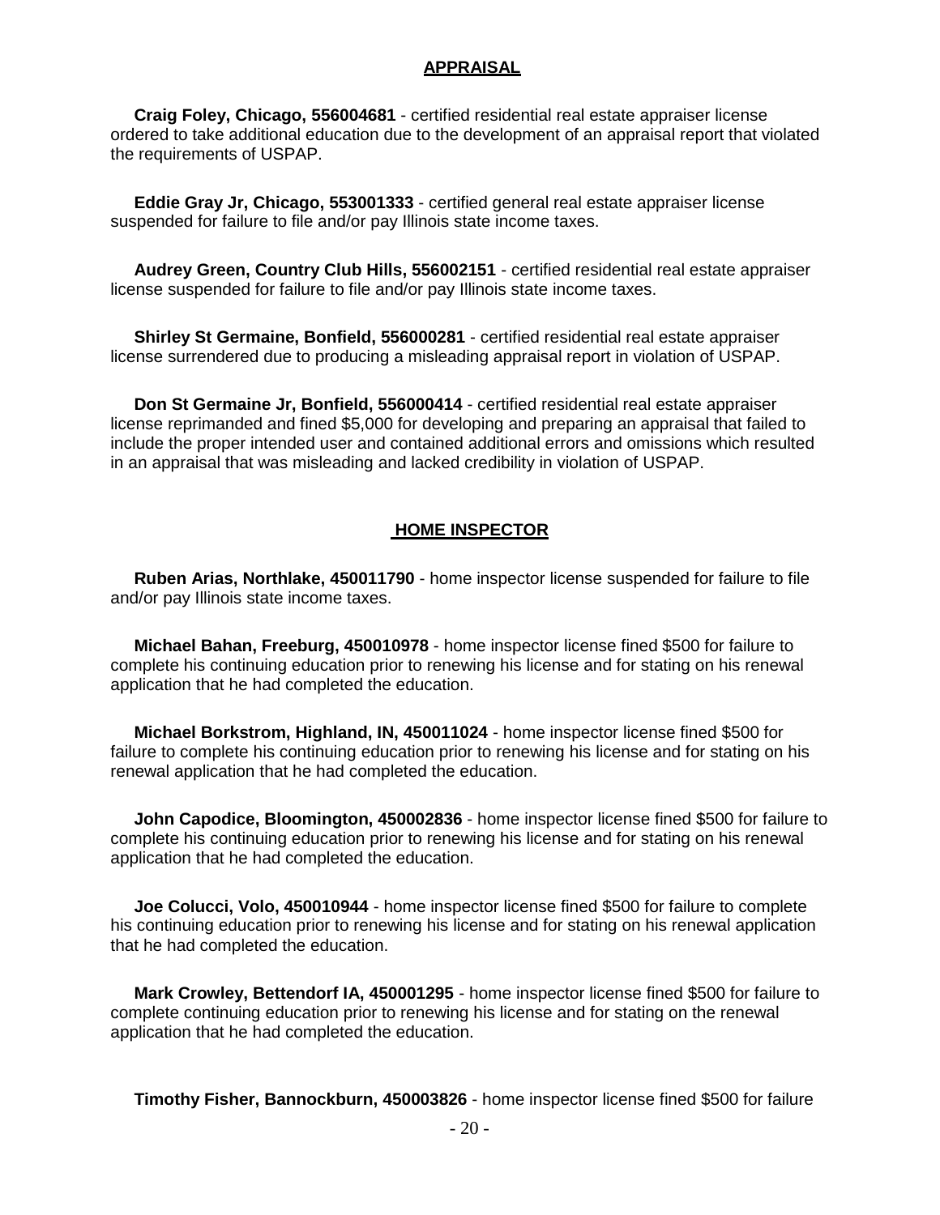## APPRAISAL

**Craig Foley, Chicago, 556004681** - certified residential real estate appraiser license ordered to take additional education due to the development of an appraisal report that violated the requirements of USPAP.

**Eddie Gray Jr, Chicago, 553001333** - certified general real estate appraiser license suspended for failure to file and/or pay Illinois state income taxes.

**Audrey Green, Country Club Hills, 556002151** - certified residential real estate appraiser license suspended for failure to file and/or pay Illinois state income taxes.

**Shirley St Germaine, Bonfield, 556000281** - certified residential real estate appraiser license surrendered due to producing a misleading appraisal report in violation of USPAP.

**Don St Germaine Jr, Bonfield, 556000414** - certified residential real estate appraiser license reprimanded and fined $5,000 for developing and preparing an appraisal that failed to include the proper intended user and contained additional errors and omissions which resulted in an appraisal that was misleading and lacked credibility in violation of USPAP.

## HOME INSPECTOR

**Ruben Arias, Northlake, 450011790** - home inspector license suspended for failure to file and/or pay Illinois state income taxes.

**Michael Bahan, Freeburg, 450010978** - home inspector license fined $500 for failure to complete his continuing education prior to renewing his license and for stating on his renewal application that he had completed the education.

**Michael Borkstrom, Highland, IN, 450011024** - home inspector license fined $500 for failure to complete his continuing education prior to renewing his license and for stating on his renewal application that he had completed the education.

**John Capodice, Bloomington, 450002836** - home inspector license fined $500 for failure to complete his continuing education prior to renewing his license and for stating on his renewal application that he had completed the education.

**Joe Colucci, Volo, 450010944** - home inspector license fined $500 for failure to complete his continuing education prior to renewing his license and for stating on his renewal application that he had completed the education.

**Mark Crowley, Bettendorf IA, 450001295** - home inspector license fined $500 for failure to complete continuing education prior to renewing his license and for stating on the renewal application that he had completed the education.

**Timothy Fisher, Bannockburn, 450003826** - home inspector license fined $500 for failure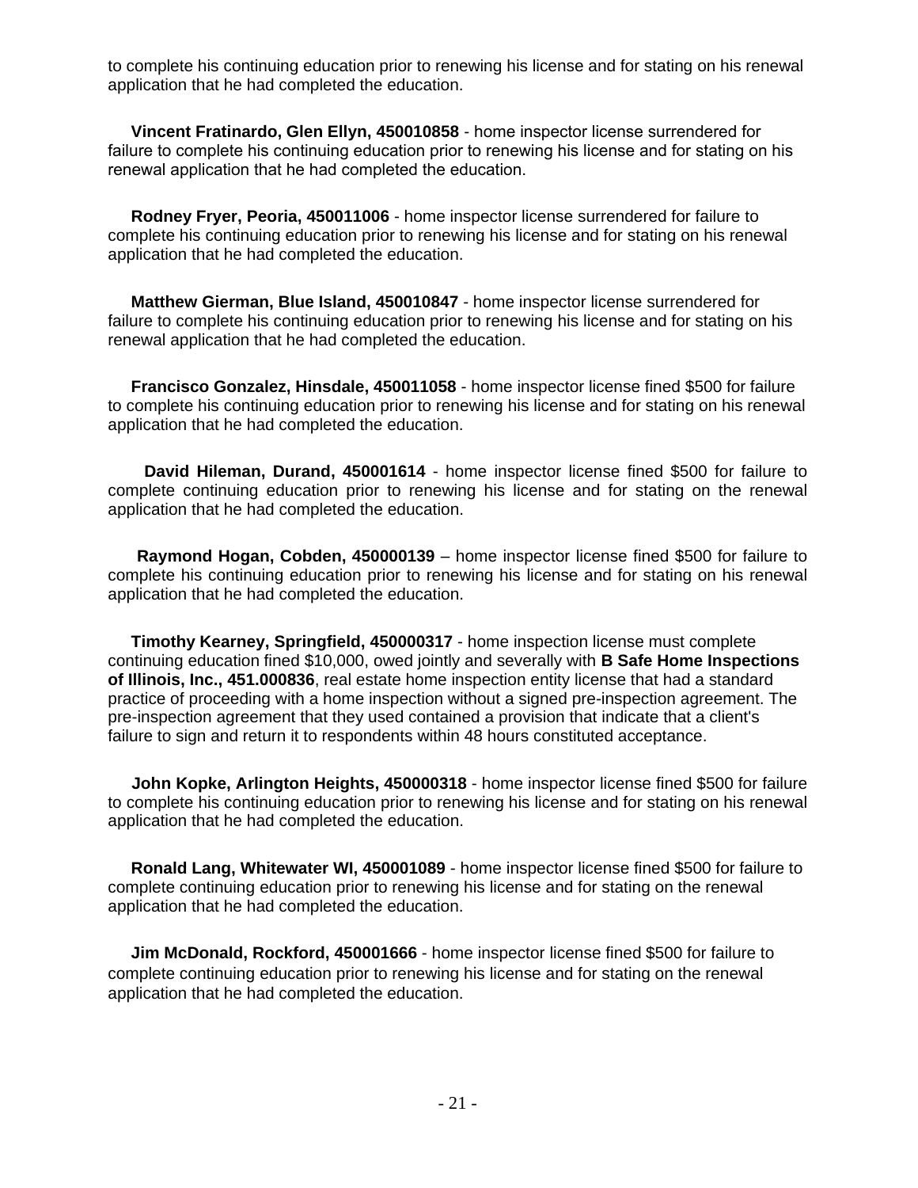to complete his continuing education prior to renewing his license and for stating on his renewal application that he had completed the education.

**Vincent Fratinardo, Glen Ellyn, 450010858** - home inspector license surrendered for failure to complete his continuing education prior to renewing his license and for stating on his renewal application that he had completed the education.

**Rodney Fryer, Peoria, 450011006** - home inspector license surrendered for failure to complete his continuing education prior to renewing his license and for stating on his renewal application that he had completed the education.

**Matthew Gierman, Blue Island, 450010847** - home inspector license surrendered for failure to complete his continuing education prior to renewing his license and for stating on his renewal application that he had completed the education.

**Francisco Gonzalez, Hinsdale, 450011058** - home inspector license fined $500 for failure to complete his continuing education prior to renewing his license and for stating on his renewal application that he had completed the education.

**David Hileman, Durand, 450001614** - home inspector license fined $500 for failure to complete continuing education prior to renewing his license and for stating on the renewal application that he had completed the education.

**Raymond Hogan, Cobden, 450000139** – home inspector license fined $500 for failure to complete his continuing education prior to renewing his license and for stating on his renewal application that he had completed the education.

**Timothy Kearney, Springfield, 450000317** - home inspection license must complete continuing education fined $10,000, owed jointly and severally with **B Safe Home Inspections of Illinois, Inc., 451.000836**, real estate home inspection entity license that had a standard practice of proceeding with a home inspection without a signed pre-inspection agreement. The pre-inspection agreement that they used contained a provision that indicate that a client's failure to sign and return it to respondents within 48 hours constituted acceptance.

**John Kopke, Arlington Heights, 450000318** - home inspector license fined $500 for failure to complete his continuing education prior to renewing his license and for stating on his renewal application that he had completed the education.

**Ronald Lang, Whitewater WI, 450001089** - home inspector license fined $500 for failure to complete continuing education prior to renewing his license and for stating on the renewal application that he had completed the education.

**Jim McDonald, Rockford, 450001666** - home inspector license fined $500 for failure to complete continuing education prior to renewing his license and for stating on the renewal application that he had completed the education.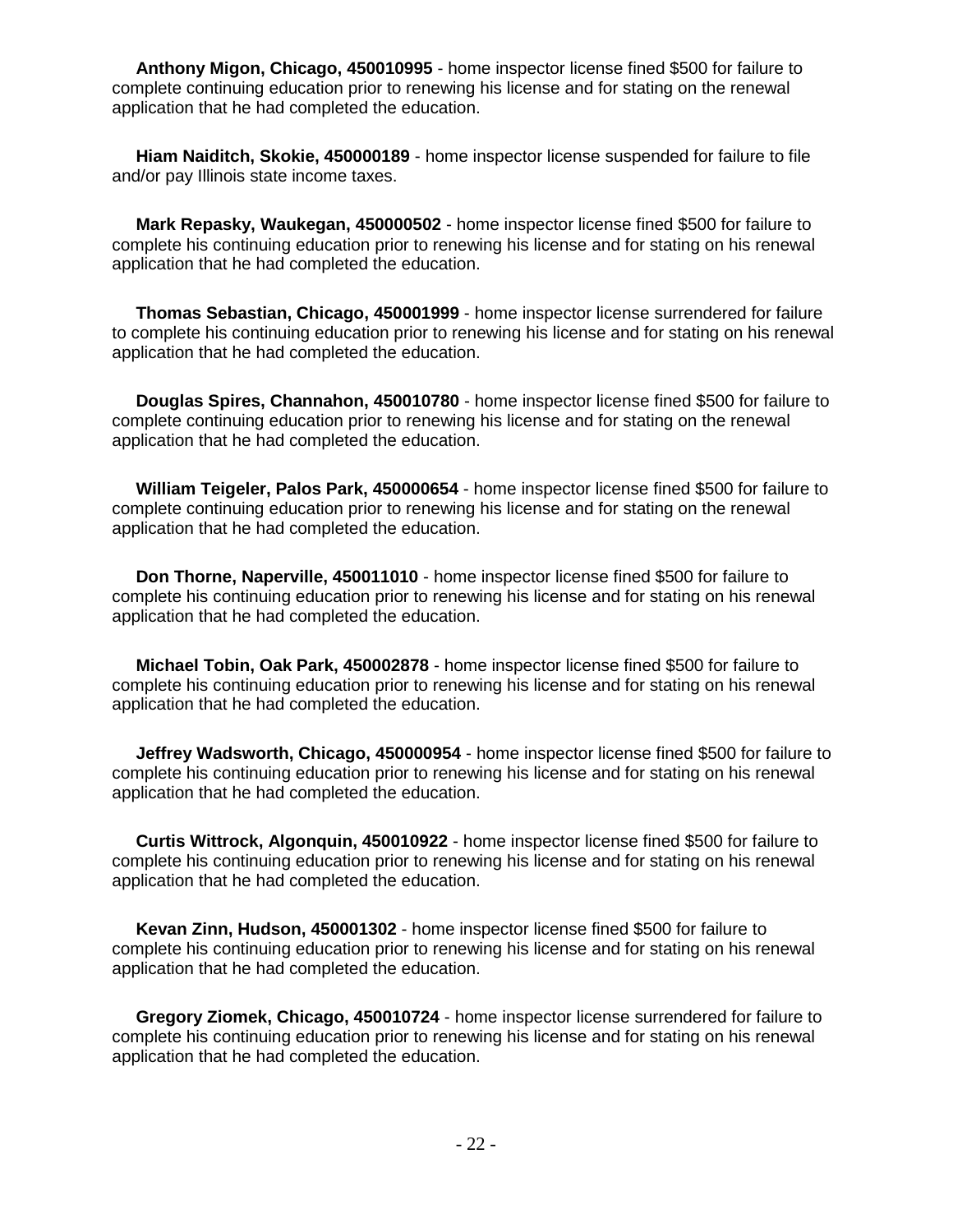**Anthony Migon, Chicago, 450010995** - home inspector license fined $500 for failure to complete continuing education prior to renewing his license and for stating on the renewal application that he had completed the education.

**Hiam Naiditch, Skokie, 450000189** - home inspector license suspended for failure to file and/or pay Illinois state income taxes.

**Mark Repasky, Waukegan, 450000502** - home inspector license fined $500 for failure to complete his continuing education prior to renewing his license and for stating on his renewal application that he had completed the education.

**Thomas Sebastian, Chicago, 450001999** - home inspector license surrendered for failure to complete his continuing education prior to renewing his license and for stating on his renewal application that he had completed the education.

**Douglas Spires, Channahon, 450010780** - home inspector license fined $500 for failure to complete continuing education prior to renewing his license and for stating on the renewal application that he had completed the education.

**William Teigeler, Palos Park, 450000654** - home inspector license fined $500 for failure to complete continuing education prior to renewing his license and for stating on the renewal application that he had completed the education.

**Don Thorne, Naperville, 450011010** - home inspector license fined $500 for failure to complete his continuing education prior to renewing his license and for stating on his renewal application that he had completed the education.

**Michael Tobin, Oak Park, 450002878** - home inspector license fined $500 for failure to complete his continuing education prior to renewing his license and for stating on his renewal application that he had completed the education.

**Jeffrey Wadsworth, Chicago, 450000954** - home inspector license fined $500 for failure to complete his continuing education prior to renewing his license and for stating on his renewal application that he had completed the education.

**Curtis Wittrock, Algonquin, 450010922** - home inspector license fined $500 for failure to complete his continuing education prior to renewing his license and for stating on his renewal application that he had completed the education.

**Kevan Zinn, Hudson, 450001302** - home inspector license fined $500 for failure to complete his continuing education prior to renewing his license and for stating on his renewal application that he had completed the education.

**Gregory Ziomek, Chicago, 450010724** - home inspector license surrendered for failure to complete his continuing education prior to renewing his license and for stating on his renewal application that he had completed the education.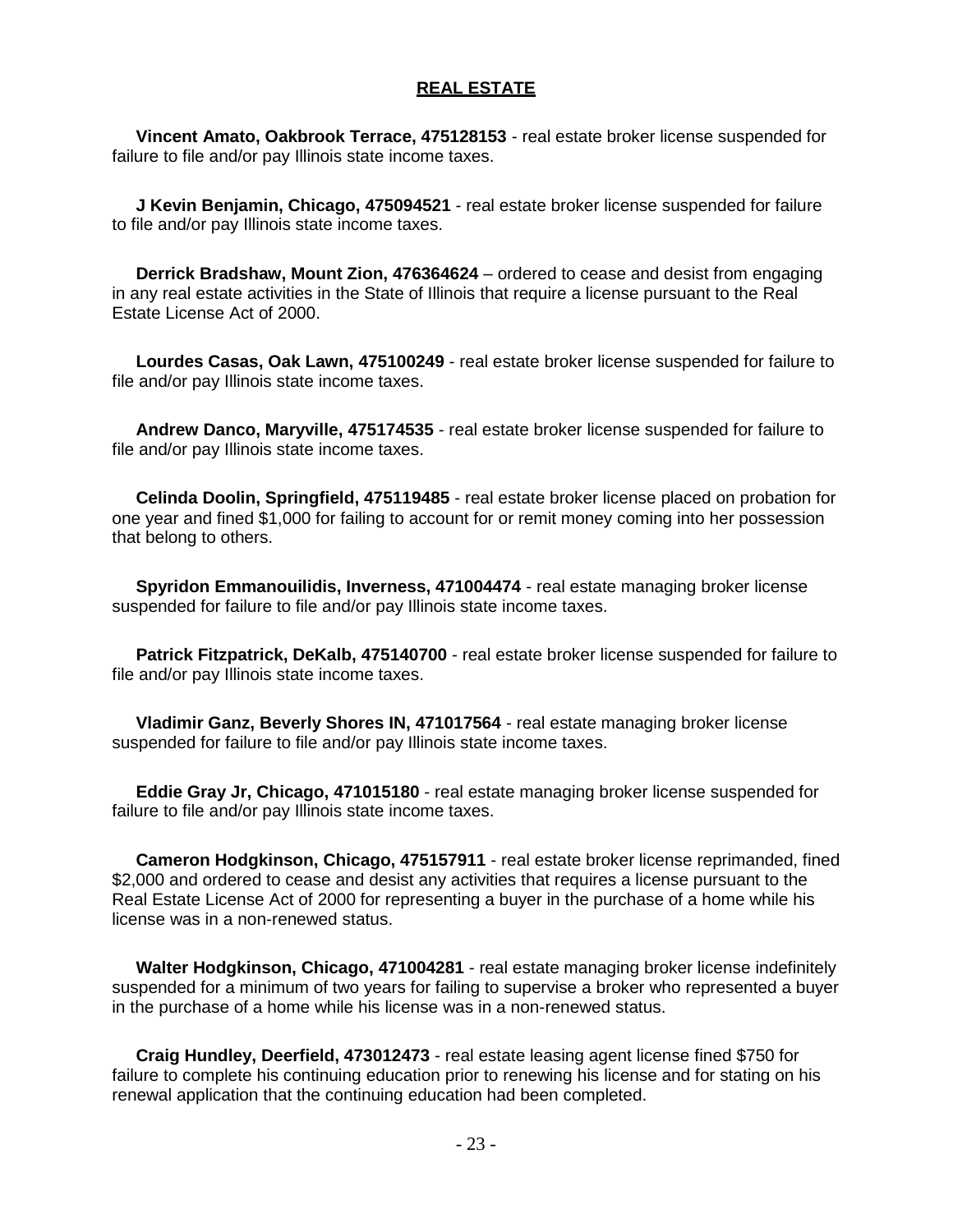## REAL ESTATE

**Vincent Amato, Oakbrook Terrace, 475128153** - real estate broker license suspended for failure to file and/or pay Illinois state income taxes.

**J Kevin Benjamin, Chicago, 475094521** - real estate broker license suspended for failure to file and/or pay Illinois state income taxes.

**Derrick Bradshaw, Mount Zion, 476364624** – ordered to cease and desist from engaging in any real estate activities in the State of Illinois that require a license pursuant to the Real Estate License Act of 2000.

**Lourdes Casas, Oak Lawn, 475100249** - real estate broker license suspended for failure to file and/or pay Illinois state income taxes.

**Andrew Danco, Maryville, 475174535** - real estate broker license suspended for failure to file and/or pay Illinois state income taxes.

**Celinda Doolin, Springfield, 475119485** - real estate broker license placed on probation for one year and fined $1,000 for failing to account for or remit money coming into her possession that belong to others.

**Spyridon Emmanouilidis, Inverness, 471004474** - real estate managing broker license suspended for failure to file and/or pay Illinois state income taxes.

**Patrick Fitzpatrick, DeKalb, 475140700** - real estate broker license suspended for failure to file and/or pay Illinois state income taxes.

**Vladimir Ganz, Beverly Shores IN, 471017564** - real estate managing broker license suspended for failure to file and/or pay Illinois state income taxes.

**Eddie Gray Jr, Chicago, 471015180** - real estate managing broker license suspended for failure to file and/or pay Illinois state income taxes.

**Cameron Hodgkinson, Chicago, 475157911** - real estate broker license reprimanded, fined $2,000 and ordered to cease and desist any activities that requires a license pursuant to the Real Estate License Act of 2000 for representing a buyer in the purchase of a home while his license was in a non-renewed status.

**Walter Hodgkinson, Chicago, 471004281** - real estate managing broker license indefinitely suspended for a minimum of two years for failing to supervise a broker who represented a buyer in the purchase of a home while his license was in a non-renewed status.

**Craig Hundley, Deerfield, 473012473** - real estate leasing agent license fined $750 for failure to complete his continuing education prior to renewing his license and for stating on his renewal application that the continuing education had been completed.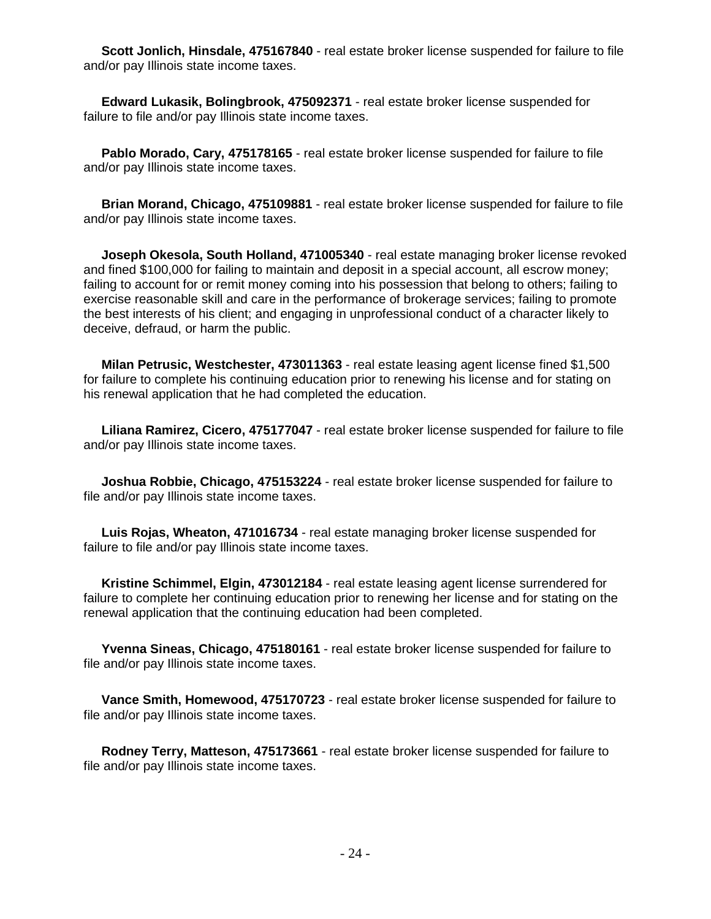**Scott Jonlich, Hinsdale, 475167840** - real estate broker license suspended for failure to file and/or pay Illinois state income taxes.

**Edward Lukasik, Bolingbrook, 475092371** - real estate broker license suspended for failure to file and/or pay Illinois state income taxes.

**Pablo Morado, Cary, 475178165** - real estate broker license suspended for failure to file and/or pay Illinois state income taxes.

**Brian Morand, Chicago, 475109881** - real estate broker license suspended for failure to file and/or pay Illinois state income taxes.

**Joseph Okesola, South Holland, 471005340** - real estate managing broker license revoked and fined $100,000 for failing to maintain and deposit in a special account, all escrow money; failing to account for or remit money coming into his possession that belong to others; failing to exercise reasonable skill and care in the performance of brokerage services; failing to promote the best interests of his client; and engaging in unprofessional conduct of a character likely to deceive, defraud, or harm the public.

**Milan Petrusic, Westchester, 473011363** - real estate leasing agent license fined $1,500 for failure to complete his continuing education prior to renewing his license and for stating on his renewal application that he had completed the education.

**Liliana Ramirez, Cicero, 475177047** - real estate broker license suspended for failure to file and/or pay Illinois state income taxes.

**Joshua Robbie, Chicago, 475153224** - real estate broker license suspended for failure to file and/or pay Illinois state income taxes.

**Luis Rojas, Wheaton, 471016734** - real estate managing broker license suspended for failure to file and/or pay Illinois state income taxes.

**Kristine Schimmel, Elgin, 473012184** - real estate leasing agent license surrendered for failure to complete her continuing education prior to renewing her license and for stating on the renewal application that the continuing education had been completed.

**Yvenna Sineas, Chicago, 475180161** - real estate broker license suspended for failure to file and/or pay Illinois state income taxes.

**Vance Smith, Homewood, 475170723** - real estate broker license suspended for failure to file and/or pay Illinois state income taxes.

**Rodney Terry, Matteson, 475173661** - real estate broker license suspended for failure to file and/or pay Illinois state income taxes.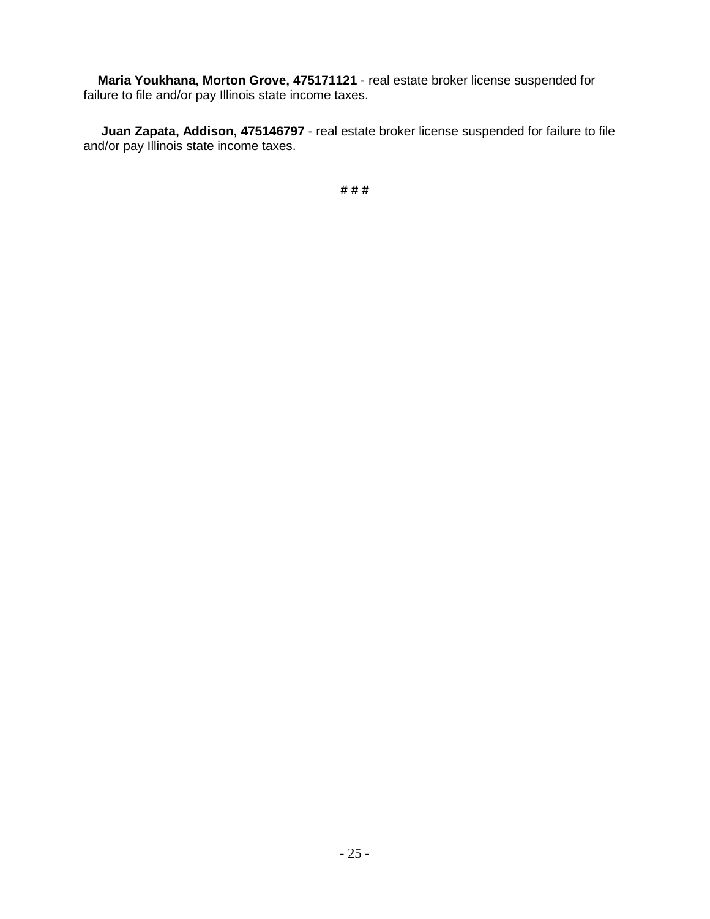**Maria Youkhana, Morton Grove, 475171121** - real estate broker license suspended for failure to file and/or pay Illinois state income taxes.

**Juan Zapata, Addison, 475146797** - real estate broker license suspended for failure to file and/or pay Illinois state income taxes.

# # #